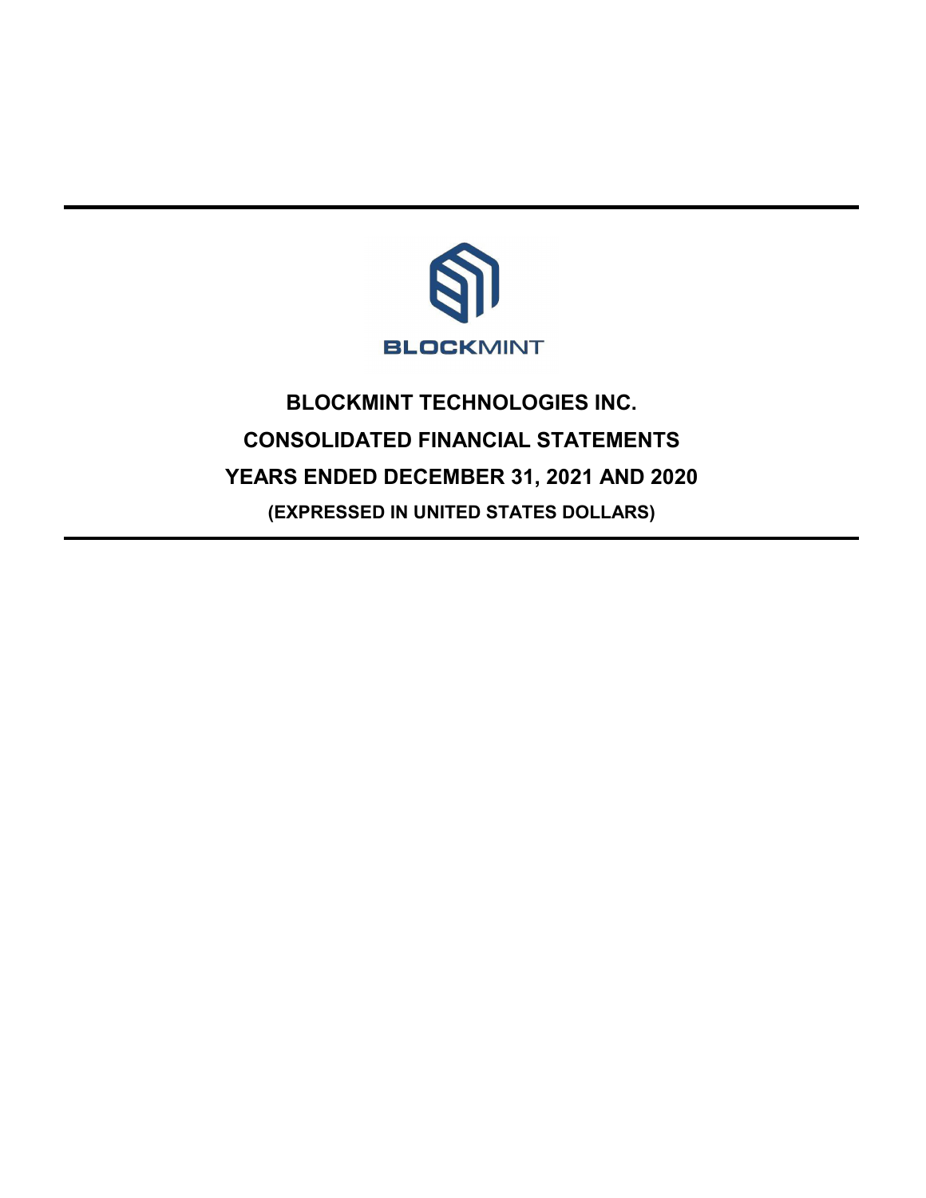BLOCKMINT

# BLOCKMINT TECHNOLOGIES INC.

# CONSOLIDATED FINANCIAL STATEMENTS

# YEARS ENDED DECEMBER 31, 2021 AND 2020

**(EXPRESSED IN UNITED STATES DOLLARS)**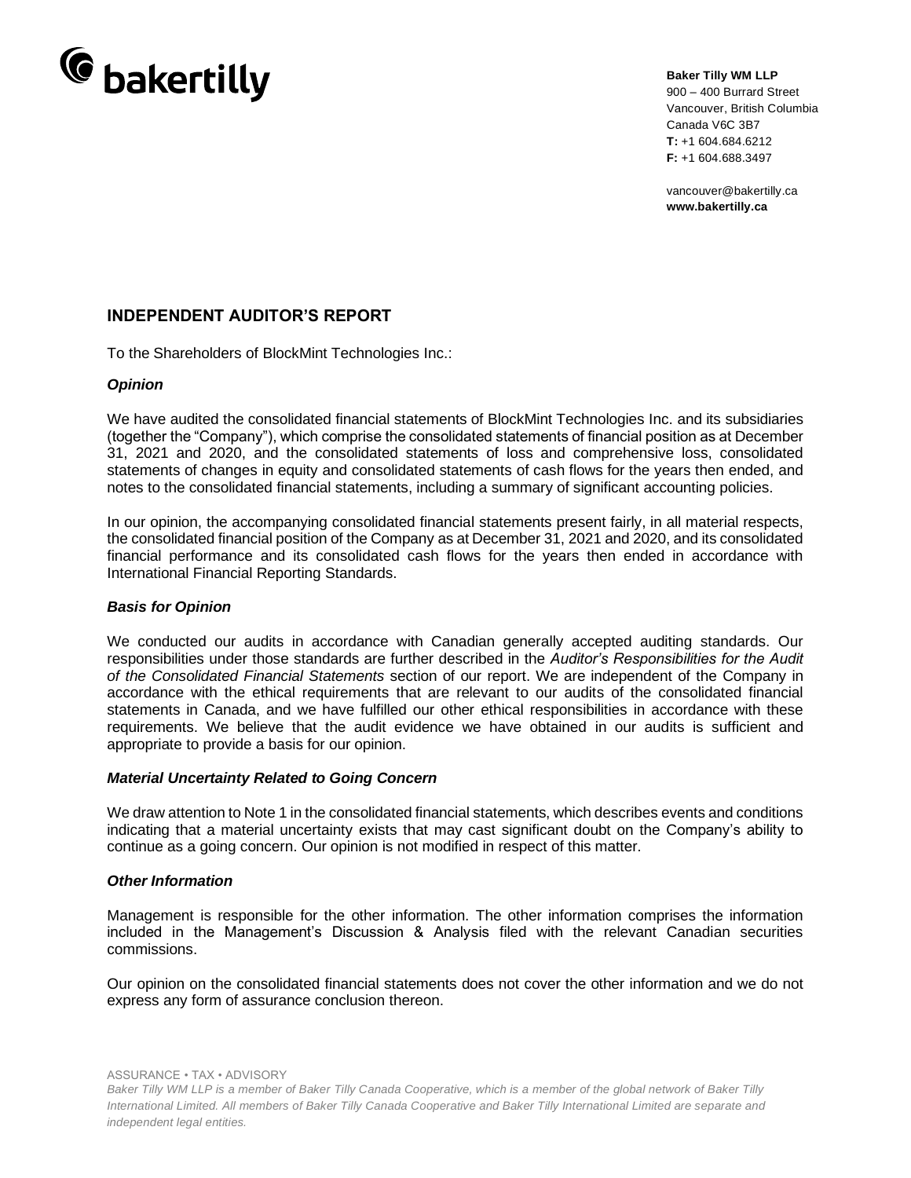**Baker Tilly WM LLP**
900 – 400 Burrard Street
Vancouver, British Columbia
Canada V6C 3B7
**T:** +1 604.684.6212
**F:** +1 604.688.3497

vancouver@bakertilly.ca
**www.bakertilly.ca**

## INDEPENDENT AUDITOR'S REPORT

To the Shareholders of BlockMint Technologies Inc.:

### *Opinion*

We have audited the consolidated financial statements of BlockMint Technologies Inc. and its subsidiaries (together the "Company"), which comprise the consolidated statements of financial position as at December 31, 2021 and 2020, and the consolidated statements of loss and comprehensive loss, consolidated statements of changes in equity and consolidated statements of cash flows for the years then ended, and notes to the consolidated financial statements, including a summary of significant accounting policies.

In our opinion, the accompanying consolidated financial statements present fairly, in all material respects, the consolidated financial position of the Company as at December 31, 2021 and 2020, and its consolidated financial performance and its consolidated cash flows for the years then ended in accordance with International Financial Reporting Standards.

### *Basis for Opinion*

We conducted our audits in accordance with Canadian generally accepted auditing standards. Our responsibilities under those standards are further described in the *Auditor's Responsibilities for the Audit of the Consolidated Financial Statements* section of our report. We are independent of the Company in accordance with the ethical requirements that are relevant to our audits of the consolidated financial statements in Canada, and we have fulfilled our other ethical responsibilities in accordance with these requirements. We believe that the audit evidence we have obtained in our audits is sufficient and appropriate to provide a basis for our opinion.

### *Material Uncertainty Related to Going Concern*

We draw attention to Note 1 in the consolidated financial statements, which describes events and conditions indicating that a material uncertainty exists that may cast significant doubt on the Company's ability to continue as a going concern. Our opinion is not modified in respect of this matter.

### *Other Information*

Management is responsible for the other information. The other information comprises the information included in the Management's Discussion & Analysis filed with the relevant Canadian securities commissions.

Our opinion on the consolidated financial statements does not cover the other information and we do not express any form of assurance conclusion thereon.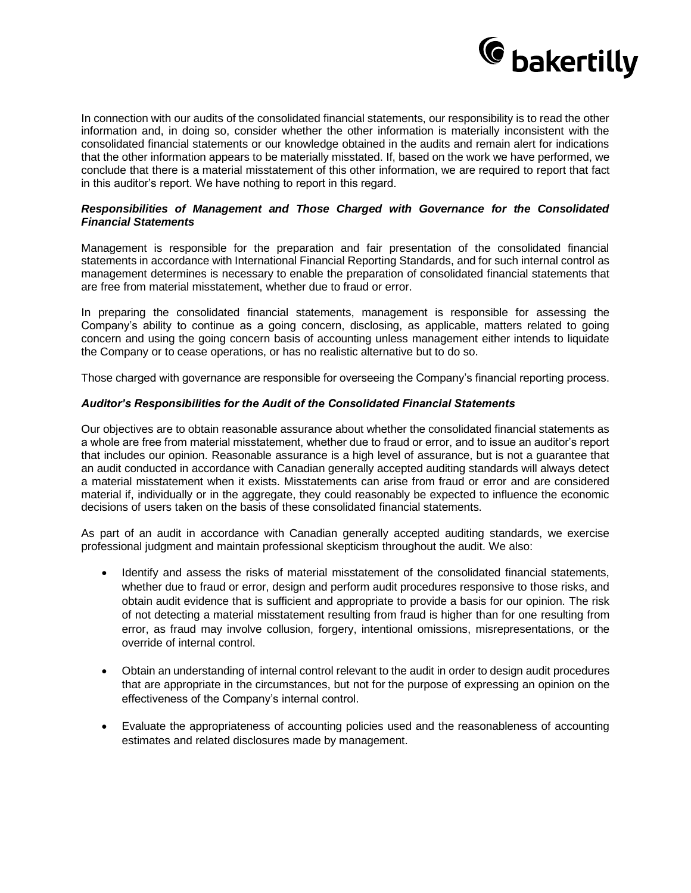In connection with our audits of the consolidated financial statements, our responsibility is to read the other information and, in doing so, consider whether the other information is materially inconsistent with the consolidated financial statements or our knowledge obtained in the audits and remain alert for indications that the other information appears to be materially misstated. If, based on the work we have performed, we conclude that there is a material misstatement of this other information, we are required to report that fact in this auditor's report. We have nothing to report in this regard.

***Responsibilities of Management and Those Charged with Governance for the Consolidated Financial Statements***

Management is responsible for the preparation and fair presentation of the consolidated financial statements in accordance with International Financial Reporting Standards, and for such internal control as management determines is necessary to enable the preparation of consolidated financial statements that are free from material misstatement, whether due to fraud or error.

In preparing the consolidated financial statements, management is responsible for assessing the Company's ability to continue as a going concern, disclosing, as applicable, matters related to going concern and using the going concern basis of accounting unless management either intends to liquidate the Company or to cease operations, or has no realistic alternative but to do so.

Those charged with governance are responsible for overseeing the Company's financial reporting process.

***Auditor's Responsibilities for the Audit of the Consolidated Financial Statements***

Our objectives are to obtain reasonable assurance about whether the consolidated financial statements as a whole are free from material misstatement, whether due to fraud or error, and to issue an auditor's report that includes our opinion. Reasonable assurance is a high level of assurance, but is not a guarantee that an audit conducted in accordance with Canadian generally accepted auditing standards will always detect a material misstatement when it exists. Misstatements can arise from fraud or error and are considered material if, individually or in the aggregate, they could reasonably be expected to influence the economic decisions of users taken on the basis of these consolidated financial statements.

As part of an audit in accordance with Canadian generally accepted auditing standards, we exercise professional judgment and maintain professional skepticism throughout the audit. We also:

- Identify and assess the risks of material misstatement of the consolidated financial statements, whether due to fraud or error, design and perform audit procedures responsive to those risks, and obtain audit evidence that is sufficient and appropriate to provide a basis for our opinion. The risk of not detecting a material misstatement resulting from fraud is higher than for one resulting from error, as fraud may involve collusion, forgery, intentional omissions, misrepresentations, or the override of internal control.

- Obtain an understanding of internal control relevant to the audit in order to design audit procedures that are appropriate in the circumstances, but not for the purpose of expressing an opinion on the effectiveness of the Company's internal control.

- Evaluate the appropriateness of accounting policies used and the reasonableness of accounting estimates and related disclosures made by management.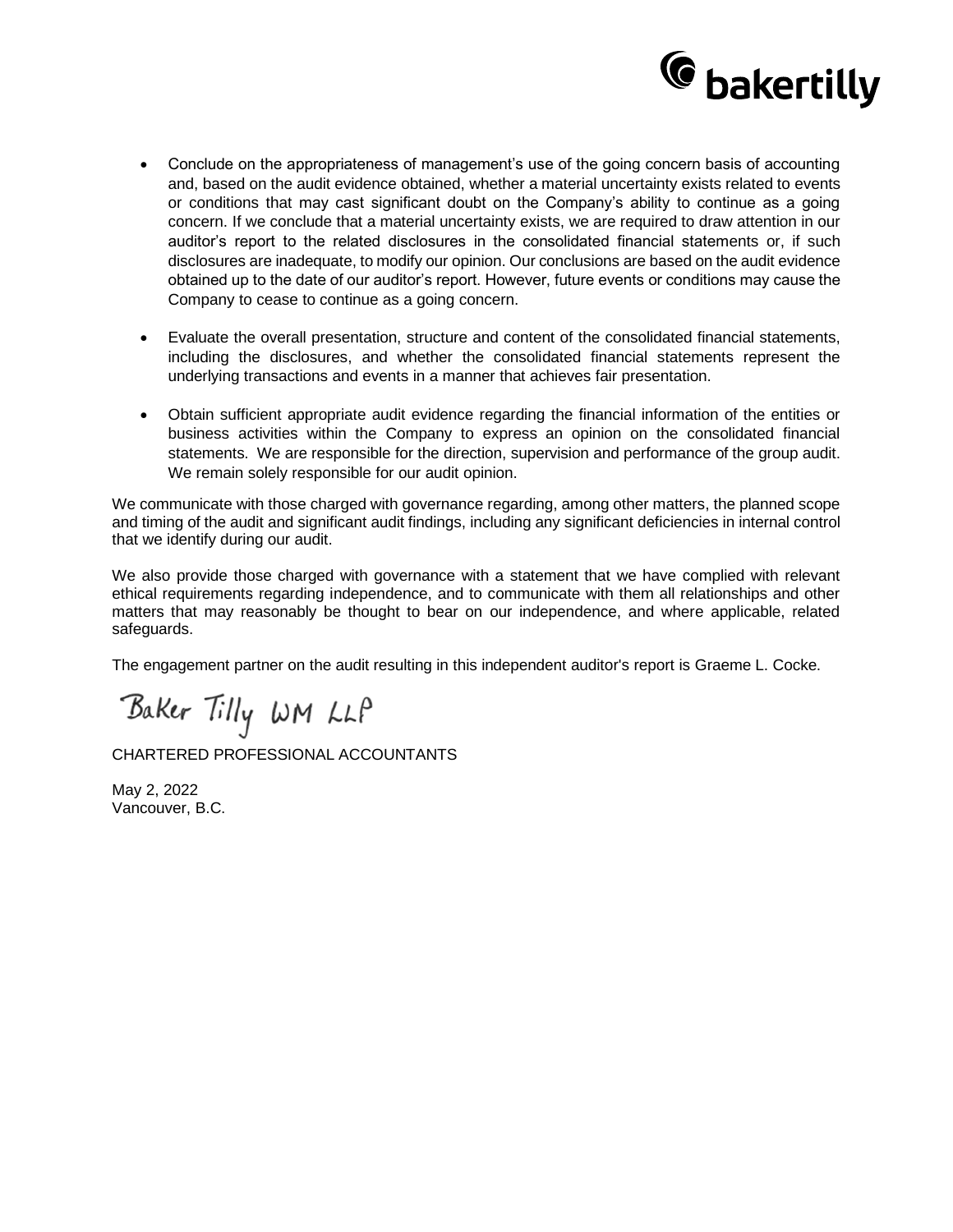- Conclude on the appropriateness of management's use of the going concern basis of accounting and, based on the audit evidence obtained, whether a material uncertainty exists related to events or conditions that may cast significant doubt on the Company's ability to continue as a going concern. If we conclude that a material uncertainty exists, we are required to draw attention in our auditor's report to the related disclosures in the consolidated financial statements or, if such disclosures are inadequate, to modify our opinion. Our conclusions are based on the audit evidence obtained up to the date of our auditor's report. However, future events or conditions may cause the Company to cease to continue as a going concern.

- Evaluate the overall presentation, structure and content of the consolidated financial statements, including the disclosures, and whether the consolidated financial statements represent the underlying transactions and events in a manner that achieves fair presentation.

- Obtain sufficient appropriate audit evidence regarding the financial information of the entities or business activities within the Company to express an opinion on the consolidated financial statements. We are responsible for the direction, supervision and performance of the group audit. We remain solely responsible for our audit opinion.

We communicate with those charged with governance regarding, among other matters, the planned scope and timing of the audit and significant audit findings, including any significant deficiencies in internal control that we identify during our audit.

We also provide those charged with governance with a statement that we have complied with relevant ethical requirements regarding independence, and to communicate with them all relationships and other matters that may reasonably be thought to bear on our independence, and where applicable, related safeguards.

The engagement partner on the audit resulting in this independent auditor's report is Graeme L. Cocke.

Baker Tilly WM LLP

CHARTERED PROFESSIONAL ACCOUNTANTS

May 2, 2022
Vancouver, B.C.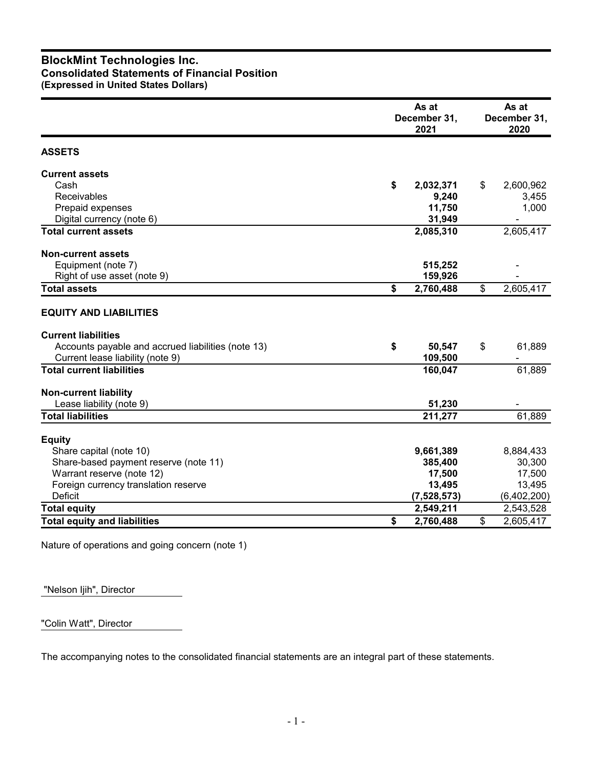# BlockMint Technologies Inc.

## Consolidated Statements of Financial Position

**(Expressed in United States Dollars)**

| | As at December 31, 2021 | As at December 31, 2020 |
|---|---|---|
| **ASSETS** | | |
| **Current assets** | | |
| Cash | **$ 2,032,371** | $ 2,600,962 |
| Receivables | **9,240** | 3,455 |
| Prepaid expenses | **11,750** | 1,000 |
| Digital currency (note 6) | **31,949** | - |
| **Total current assets** | **2,085,310** | 2,605,417 |
| **Non-current assets** | | |
| Equipment (note 7) | **515,252** | - |
| Right of use asset (note 9) | **159,926** | - |
| **Total assets** | **$ 2,760,488** | $ 2,605,417 |
| **EQUITY AND LIABILITIES** | | |
| **Current liabilities** | | |
| Accounts payable and accrued liabilities (note 13) | **$ 50,547** | $ 61,889 |
| Current lease liability (note 9) | **109,500** | - |
| **Total current liabilities** | **160,047** | 61,889 |
| **Non-current liability** | | |
| Lease liability (note 9) | **51,230** | - |
| **Total liabilities** | **211,277** | 61,889 |
| **Equity** | | |
| Share capital (note 10) | **9,661,389** | 8,884,433 |
| Share-based payment reserve (note 11) | **385,400** | 30,300 |
| Warrant reserve (note 12) | **17,500** | 17,500 |
| Foreign currency translation reserve | **13,495** | 13,495 |
| Deficit | **(7,528,573)** | (6,402,200) |
| **Total equity** | **2,549,211** | 2,543,528 |
| **Total equity and liabilities** | **$ 2,760,488** | $ 2,605,417 |

Nature of operations and going concern (note 1)

"Nelson Ijih", Director

"Colin Watt", Director

The accompanying notes to the consolidated financial statements are an integral part of these statements.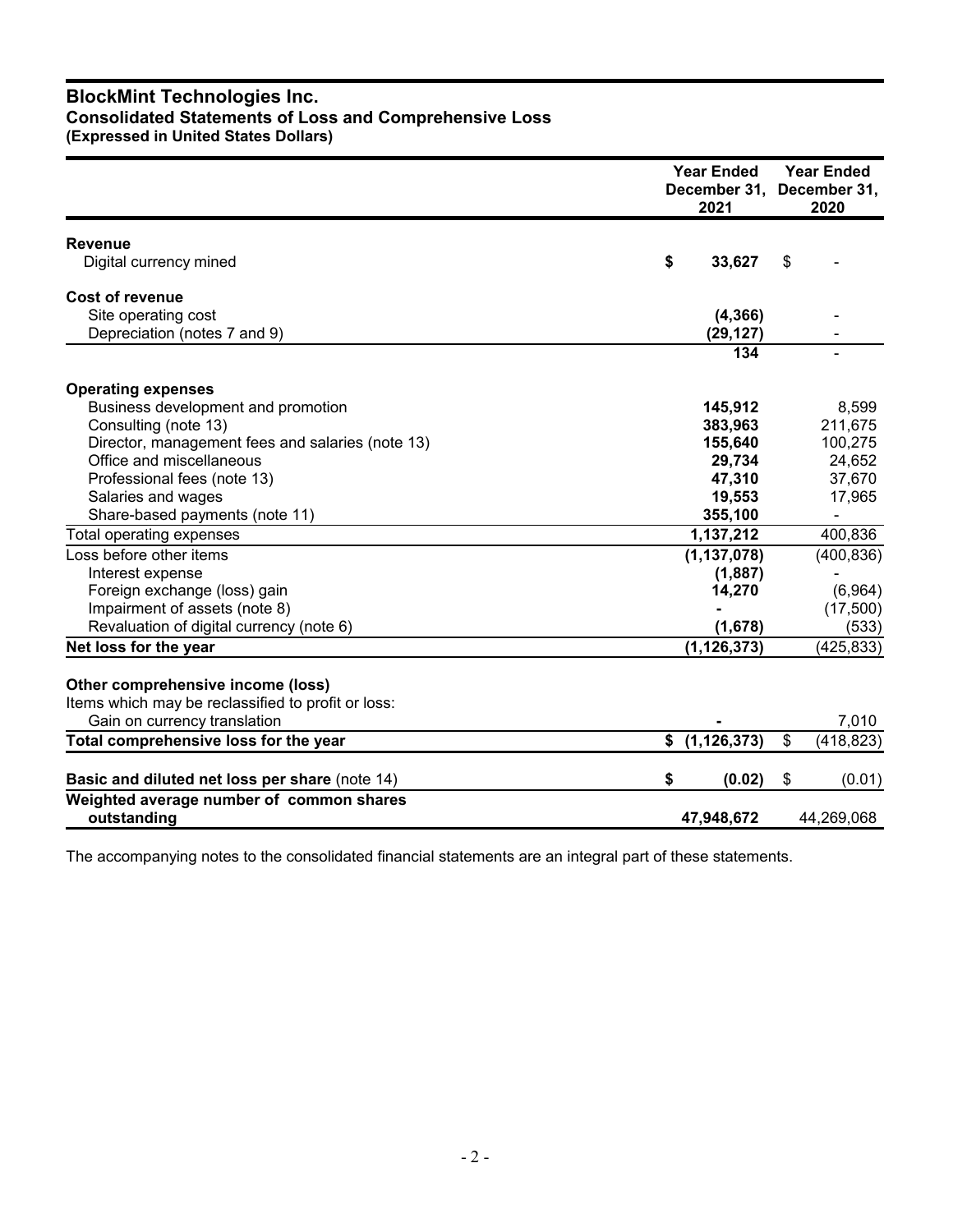# BlockMint Technologies Inc.

## Consolidated Statements of Loss and Comprehensive Loss

**(Expressed in United States Dollars)**

| | Year Ended December 31, 2021 | Year Ended December 31, 2020 |
|---|---|---|
| **Revenue** | | |
| Digital currency mined | $ 33,627 | $ - |
| **Cost of revenue** | | |
| Site operating cost | (4,366) | - |
| Depreciation (notes 7 and 9) | (29,127) | - |
| | 134 | - |
| **Operating expenses** | | |
| Business development and promotion | 145,912 | 8,599 |
| Consulting (note 13) | 383,963 | 211,675 |
| Director, management fees and salaries (note 13) | 155,640 | 100,275 |
| Office and miscellaneous | 29,734 | 24,652 |
| Professional fees (note 13) | 47,310 | 37,670 |
| Salaries and wages | 19,553 | 17,965 |
| Share-based payments (note 11) | 355,100 | - |
| Total operating expenses | 1,137,212 | 400,836 |
| Loss before other items | (1,137,078) | (400,836) |
| Interest expense | (1,887) | - |
| Foreign exchange (loss) gain | 14,270 | (6,964) |
| Impairment of assets (note 8) | - | (17,500) |
| Revaluation of digital currency (note 6) | (1,678) | (533) |
| **Net loss for the year** | (1,126,373) | (425,833) |
| **Other comprehensive income (loss)** | | |
| Items which may be reclassified to profit or loss: | | |
| Gain on currency translation | - | 7,010 |
| **Total comprehensive loss for the year** | $ (1,126,373) | $ (418,823) |
| **Basic and diluted net loss per share** (note 14) | $ (0.02) | $ (0.01) |
| **Weighted average number of common shares outstanding** | 47,948,672 | 44,269,068 |

The accompanying notes to the consolidated financial statements are an integral part of these statements.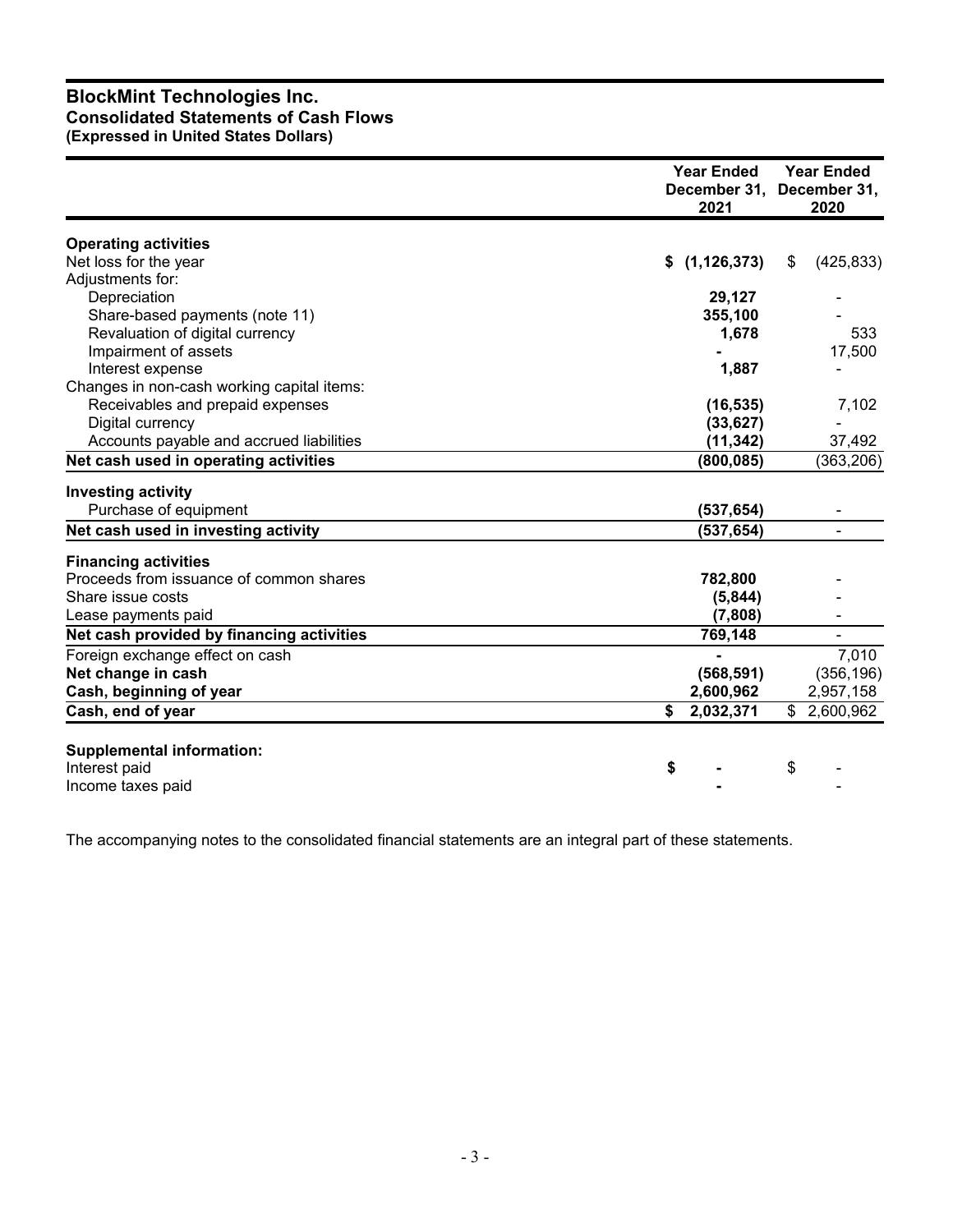# BlockMint Technologies Inc.
## Consolidated Statements of Cash Flows
### (Expressed in United States Dollars)

| | Year Ended December 31, 2021 | Year Ended December 31, 2020 |
|---|---|---|
| **Operating activities** | | |
| Net loss for the year | **$ (1,126,373)** | $ (425,833) |
| Adjustments for: | | |
| Depreciation | **29,127** | - |
| Share-based payments (note 11) | **355,100** | - |
| Revaluation of digital currency | **1,678** | 533 |
| Impairment of assets | **-** | 17,500 |
| Interest expense | **1,887** | - |
| Changes in non-cash working capital items: | | |
| Receivables and prepaid expenses | **(16,535)** | 7,102 |
| Digital currency | **(33,627)** | - |
| Accounts payable and accrued liabilities | **(11,342)** | 37,492 |
| **Net cash used in operating activities** | **(800,085)** | (363,206) |
| **Investing activity** | | |
| Purchase of equipment | **(537,654)** | - |
| **Net cash used in investing activity** | **(537,654)** | - |
| **Financing activities** | | |
| Proceeds from issuance of common shares | **782,800** | - |
| Share issue costs | **(5,844)** | - |
| Lease payments paid | **(7,808)** | - |
| **Net cash provided by financing activities** | **769,148** | - |
| Foreign exchange effect on cash | **-** | 7,010 |
| **Net change in cash** | **(568,591)** | (356,196) |
| **Cash, beginning of year** | **2,600,962** | 2,957,158 |
| **Cash, end of year** | **$ 2,032,371** | $ 2,600,962 |
| | | |
| **Supplemental information:** | | |
| Interest paid | **$ -** | $ - |
| Income taxes paid | **-** | - |

The accompanying notes to the consolidated financial statements are an integral part of these statements.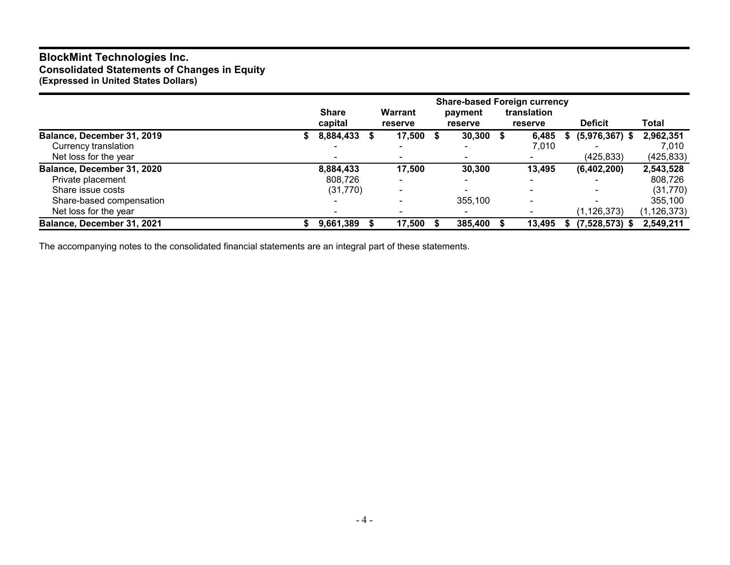# BlockMint Technologies Inc.

## Consolidated Statements of Changes in Equity

### (Expressed in United States Dollars)

| | Share capital | Warrant reserve | Share-based payment reserve | Foreign currency translation reserve | Deficit | Total |
|---|---|---|---|---|---|---|
| **Balance, December 31, 2019** | **$ 8,884,433** | **$ 17,500** | **$ 30,300** | **$ 6,485** | **$ (5,976,367)** | **$ 2,962,351** |
| Currency translation | - | - | - | 7,010 | - | 7,010 |
| Net loss for the year | - | - | - | - | (425,833) | (425,833) |
| **Balance, December 31, 2020** | **8,884,433** | **17,500** | **30,300** | **13,495** | **(6,402,200)** | **2,543,528** |
| Private placement | 808,726 | - | - | - | - | 808,726 |
| Share issue costs | (31,770) | - | - | - | - | (31,770) |
| Share-based compensation | - | - | 355,100 | - | - | 355,100 |
| Net loss for the year | - | - | - | - | (1,126,373) | (1,126,373) |
| **Balance, December 31, 2021** | **$ 9,661,389** | **$ 17,500** | **$ 385,400** | **$ 13,495** | **$ (7,528,573)** | **$ 2,549,211** |

The accompanying notes to the consolidated financial statements are an integral part of these statements.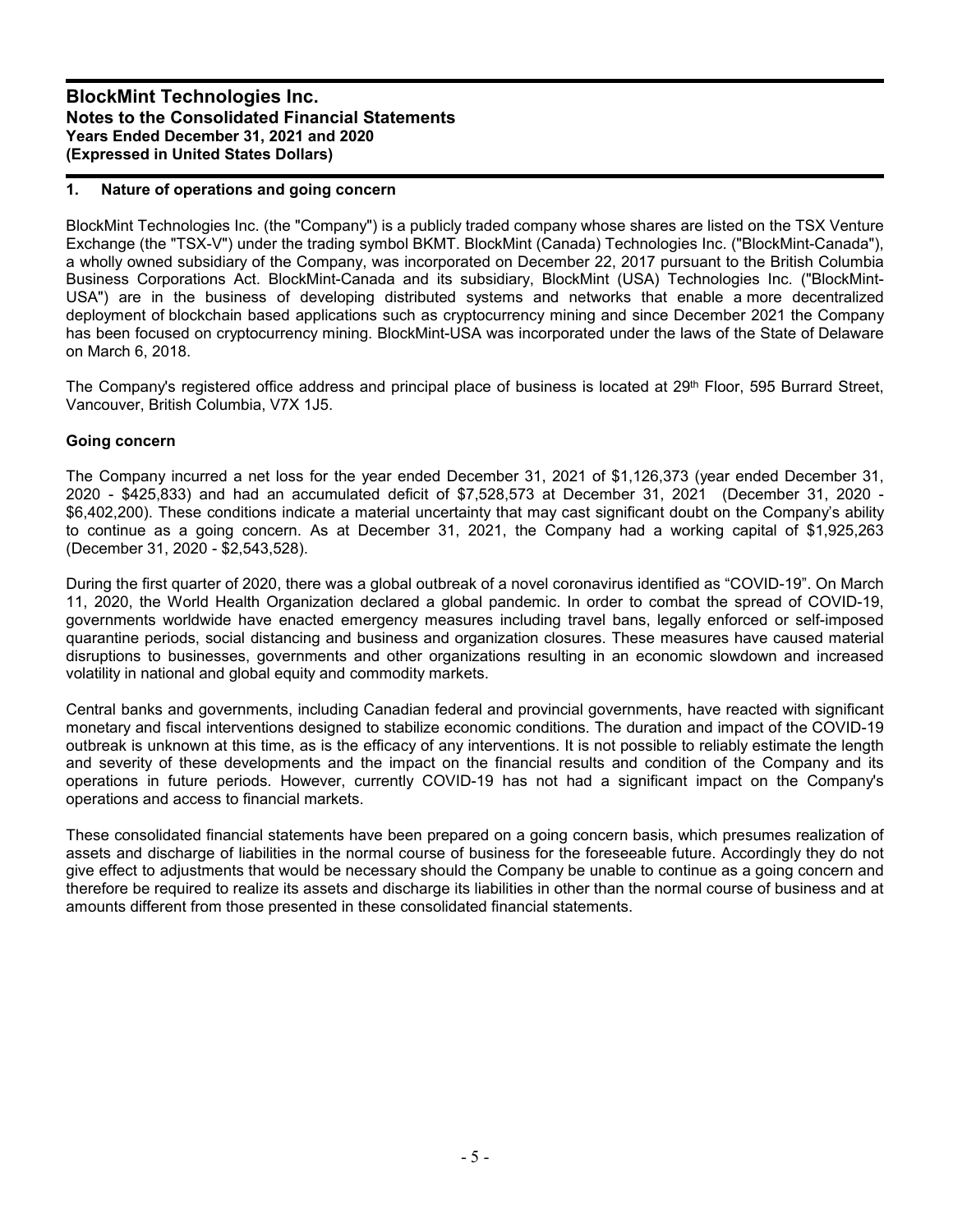## 1. Nature of operations and going concern

BlockMint Technologies Inc. (the "Company") is a publicly traded company whose shares are listed on the TSX Venture Exchange (the "TSX-V") under the trading symbol BKMT. BlockMint (Canada) Technologies Inc. ("BlockMint-Canada"), a wholly owned subsidiary of the Company, was incorporated on December 22, 2017 pursuant to the British Columbia Business Corporations Act. BlockMint-Canada and its subsidiary, BlockMint (USA) Technologies Inc. ("BlockMint-USA") are in the business of developing distributed systems and networks that enable a more decentralized deployment of blockchain based applications such as cryptocurrency mining and since December 2021 the Company has been focused on cryptocurrency mining. BlockMint-USA was incorporated under the laws of the State of Delaware on March 6, 2018.

The Company's registered office address and principal place of business is located at 29th Floor, 595 Burrard Street, Vancouver, British Columbia, V7X 1J5.

### Going concern

The Company incurred a net loss for the year ended December 31, 2021 of $1,126,373 (year ended December 31, 2020 - $425,833) and had an accumulated deficit of $7,528,573 at December 31, 2021 (December 31, 2020 - $6,402,200). These conditions indicate a material uncertainty that may cast significant doubt on the Company's ability to continue as a going concern. As at December 31, 2021, the Company had a working capital of $1,925,263 (December 31, 2020 - $2,543,528).

During the first quarter of 2020, there was a global outbreak of a novel coronavirus identified as "COVID-19". On March 11, 2020, the World Health Organization declared a global pandemic. In order to combat the spread of COVID-19, governments worldwide have enacted emergency measures including travel bans, legally enforced or self-imposed quarantine periods, social distancing and business and organization closures. These measures have caused material disruptions to businesses, governments and other organizations resulting in an economic slowdown and increased volatility in national and global equity and commodity markets.

Central banks and governments, including Canadian federal and provincial governments, have reacted with significant monetary and fiscal interventions designed to stabilize economic conditions. The duration and impact of the COVID-19 outbreak is unknown at this time, as is the efficacy of any interventions. It is not possible to reliably estimate the length and severity of these developments and the impact on the financial results and condition of the Company and its operations in future periods. However, currently COVID-19 has not had a significant impact on the Company's operations and access to financial markets.

These consolidated financial statements have been prepared on a going concern basis, which presumes realization of assets and discharge of liabilities in the normal course of business for the foreseeable future. Accordingly they do not give effect to adjustments that would be necessary should the Company be unable to continue as a going concern and therefore be required to realize its assets and discharge its liabilities in other than the normal course of business and at amounts different from those presented in these consolidated financial statements.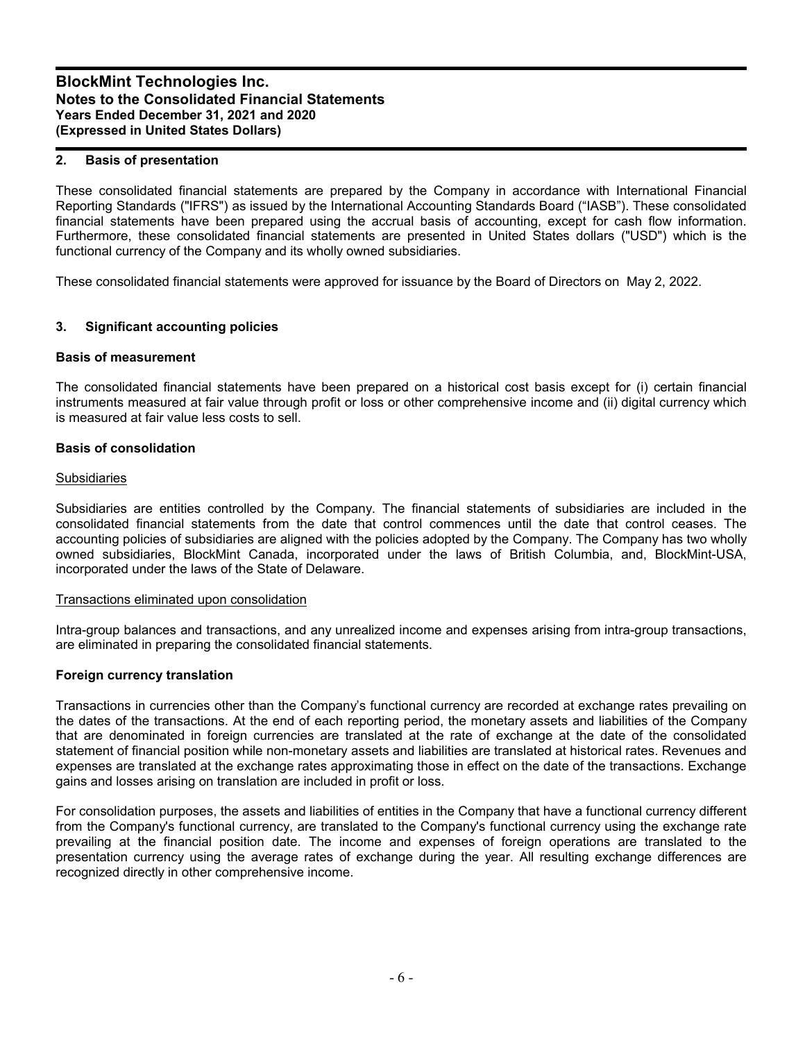## 2. Basis of presentation

These consolidated financial statements are prepared by the Company in accordance with International Financial Reporting Standards ("IFRS") as issued by the International Accounting Standards Board ("IASB"). These consolidated financial statements have been prepared using the accrual basis of accounting, except for cash flow information. Furthermore, these consolidated financial statements are presented in United States dollars ("USD") which is the functional currency of the Company and its wholly owned subsidiaries.

These consolidated financial statements were approved for issuance by the Board of Directors on May 2, 2022.

## 3. Significant accounting policies

### Basis of measurement

The consolidated financial statements have been prepared on a historical cost basis except for (i) certain financial instruments measured at fair value through profit or loss or other comprehensive income and (ii) digital currency which is measured at fair value less costs to sell.

### Basis of consolidation

Subsidiaries

Subsidiaries are entities controlled by the Company. The financial statements of subsidiaries are included in the consolidated financial statements from the date that control commences until the date that control ceases. The accounting policies of subsidiaries are aligned with the policies adopted by the Company. The Company has two wholly owned subsidiaries, BlockMint Canada, incorporated under the laws of British Columbia, and, BlockMint-USA, incorporated under the laws of the State of Delaware.

Transactions eliminated upon consolidation

Intra-group balances and transactions, and any unrealized income and expenses arising from intra-group transactions, are eliminated in preparing the consolidated financial statements.

### Foreign currency translation

Transactions in currencies other than the Company's functional currency are recorded at exchange rates prevailing on the dates of the transactions. At the end of each reporting period, the monetary assets and liabilities of the Company that are denominated in foreign currencies are translated at the rate of exchange at the date of the consolidated statement of financial position while non-monetary assets and liabilities are translated at historical rates. Revenues and expenses are translated at the exchange rates approximating those in effect on the date of the transactions. Exchange gains and losses arising on translation are included in profit or loss.

For consolidation purposes, the assets and liabilities of entities in the Company that have a functional currency different from the Company's functional currency, are translated to the Company's functional currency using the exchange rate prevailing at the financial position date. The income and expenses of foreign operations are translated to the presentation currency using the average rates of exchange during the year. All resulting exchange differences are recognized directly in other comprehensive income.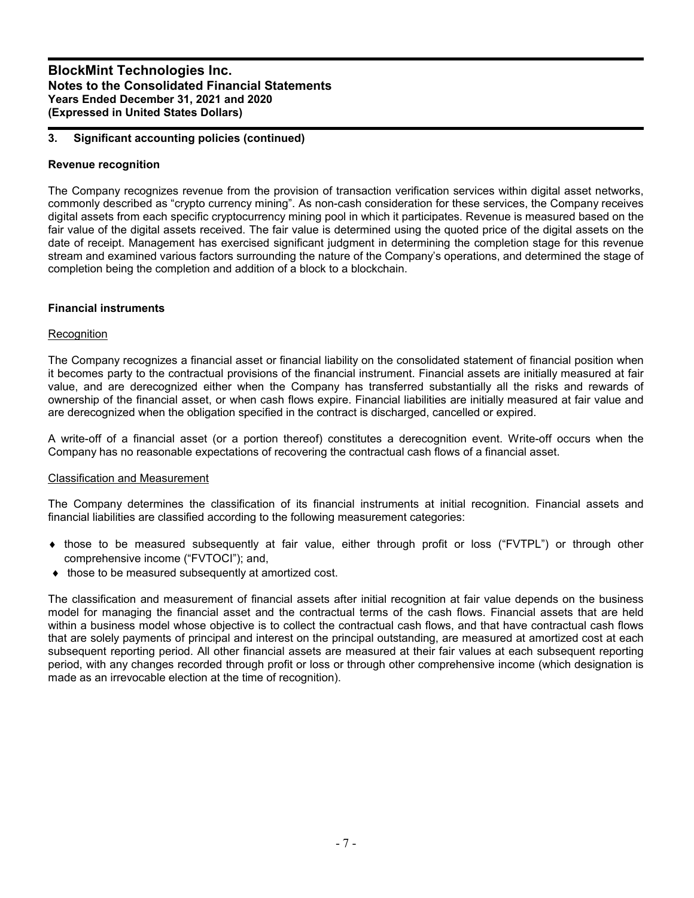## 3. Significant accounting policies (continued)

### Revenue recognition

The Company recognizes revenue from the provision of transaction verification services within digital asset networks, commonly described as "crypto currency mining". As non-cash consideration for these services, the Company receives digital assets from each specific cryptocurrency mining pool in which it participates. Revenue is measured based on the fair value of the digital assets received. The fair value is determined using the quoted price of the digital assets on the date of receipt. Management has exercised significant judgment in determining the completion stage for this revenue stream and examined various factors surrounding the nature of the Company's operations, and determined the stage of completion being the completion and addition of a block to a blockchain.

### Financial instruments

Recognition

The Company recognizes a financial asset or financial liability on the consolidated statement of financial position when it becomes party to the contractual provisions of the financial instrument. Financial assets are initially measured at fair value, and are derecognized either when the Company has transferred substantially all the risks and rewards of ownership of the financial asset, or when cash flows expire. Financial liabilities are initially measured at fair value and are derecognized when the obligation specified in the contract is discharged, cancelled or expired.

A write-off of a financial asset (or a portion thereof) constitutes a derecognition event. Write-off occurs when the Company has no reasonable expectations of recovering the contractual cash flows of a financial asset.

Classification and Measurement

The Company determines the classification of its financial instruments at initial recognition. Financial assets and financial liabilities are classified according to the following measurement categories:

- those to be measured subsequently at fair value, either through profit or loss ("FVTPL") or through other comprehensive income ("FVTOCI"); and,
- those to be measured subsequently at amortized cost.

The classification and measurement of financial assets after initial recognition at fair value depends on the business model for managing the financial asset and the contractual terms of the cash flows. Financial assets that are held within a business model whose objective is to collect the contractual cash flows, and that have contractual cash flows that are solely payments of principal and interest on the principal outstanding, are measured at amortized cost at each subsequent reporting period. All other financial assets are measured at their fair values at each subsequent reporting period, with any changes recorded through profit or loss or through other comprehensive income (which designation is made as an irrevocable election at the time of recognition).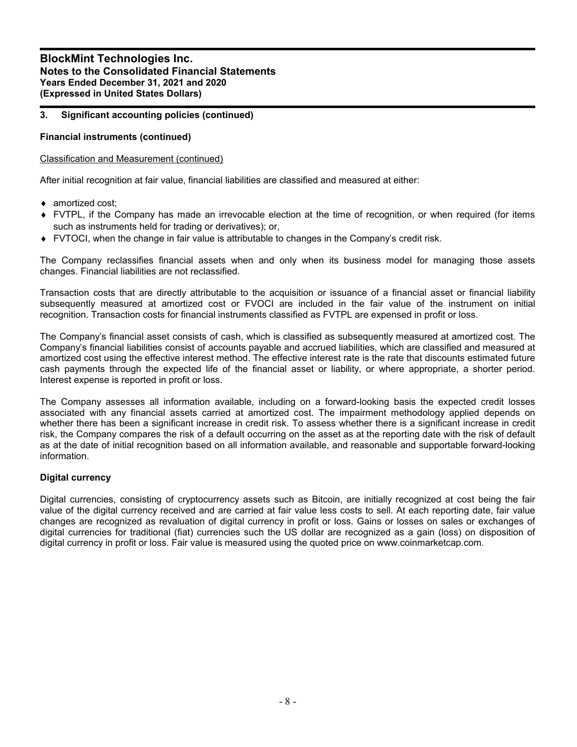## 3. Significant accounting policies (continued)

### Financial instruments (continued)

Classification and Measurement (continued)

After initial recognition at fair value, financial liabilities are classified and measured at either:

- amortized cost;
- FVTPL, if the Company has made an irrevocable election at the time of recognition, or when required (for items such as instruments held for trading or derivatives); or,
- FVTOCI, when the change in fair value is attributable to changes in the Company's credit risk.

The Company reclassifies financial assets when and only when its business model for managing those assets changes. Financial liabilities are not reclassified.

Transaction costs that are directly attributable to the acquisition or issuance of a financial asset or financial liability subsequently measured at amortized cost or FVOCI are included in the fair value of the instrument on initial recognition. Transaction costs for financial instruments classified as FVTPL are expensed in profit or loss.

The Company's financial asset consists of cash, which is classified as subsequently measured at amortized cost. The Company's financial liabilities consist of accounts payable and accrued liabilities, which are classified and measured at amortized cost using the effective interest method. The effective interest rate is the rate that discounts estimated future cash payments through the expected life of the financial asset or liability, or where appropriate, a shorter period. Interest expense is reported in profit or loss.

The Company assesses all information available, including on a forward-looking basis the expected credit losses associated with any financial assets carried at amortized cost. The impairment methodology applied depends on whether there has been a significant increase in credit risk. To assess whether there is a significant increase in credit risk, the Company compares the risk of a default occurring on the asset as at the reporting date with the risk of default as at the date of initial recognition based on all information available, and reasonable and supportable forward-looking information.

### Digital currency

Digital currencies, consisting of cryptocurrency assets such as Bitcoin, are initially recognized at cost being the fair value of the digital currency received and are carried at fair value less costs to sell. At each reporting date, fair value changes are recognized as revaluation of digital currency in profit or loss. Gains or losses on sales or exchanges of digital currencies for traditional (fiat) currencies such the US dollar are recognized as a gain (loss) on disposition of digital currency in profit or loss. Fair value is measured using the quoted price on www.coinmarketcap.com.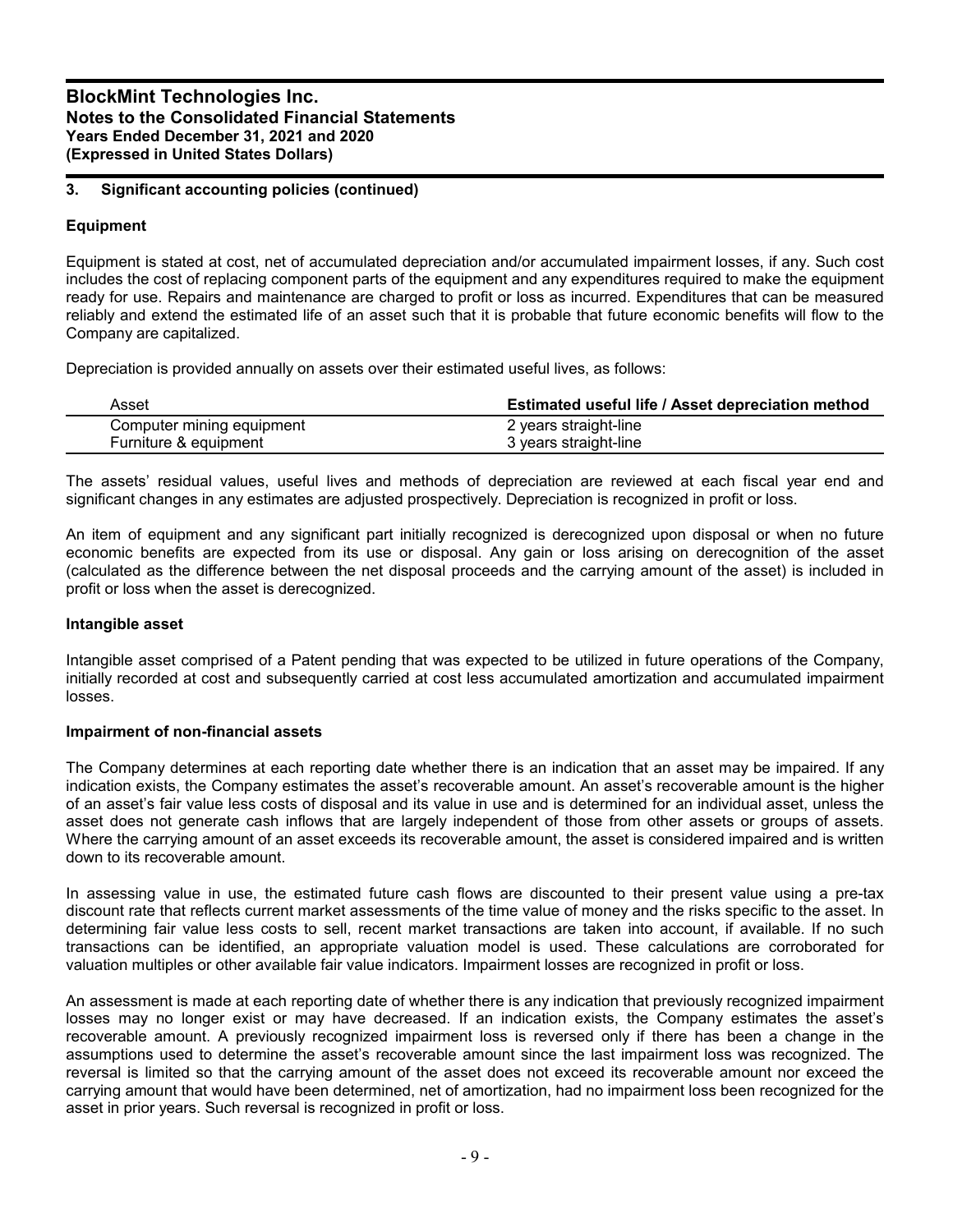## 3. Significant accounting policies (continued)

### Equipment

Equipment is stated at cost, net of accumulated depreciation and/or accumulated impairment losses, if any. Such cost includes the cost of replacing component parts of the equipment and any expenditures required to make the equipment ready for use. Repairs and maintenance are charged to profit or loss as incurred. Expenditures that can be measured reliably and extend the estimated life of an asset such that it is probable that future economic benefits will flow to the Company are capitalized.

Depreciation is provided annually on assets over their estimated useful lives, as follows:

| Asset | Estimated useful life / Asset depreciation method |
|---|---|
| Computer mining equipment | 2 years straight-line |
| Furniture & equipment | 3 years straight-line |

The assets' residual values, useful lives and methods of depreciation are reviewed at each fiscal year end and significant changes in any estimates are adjusted prospectively. Depreciation is recognized in profit or loss.

An item of equipment and any significant part initially recognized is derecognized upon disposal or when no future economic benefits are expected from its use or disposal. Any gain or loss arising on derecognition of the asset (calculated as the difference between the net disposal proceeds and the carrying amount of the asset) is included in profit or loss when the asset is derecognized.

### Intangible asset

Intangible asset comprised of a Patent pending that was expected to be utilized in future operations of the Company, initially recorded at cost and subsequently carried at cost less accumulated amortization and accumulated impairment losses.

### Impairment of non-financial assets

The Company determines at each reporting date whether there is an indication that an asset may be impaired. If any indication exists, the Company estimates the asset's recoverable amount. An asset's recoverable amount is the higher of an asset's fair value less costs of disposal and its value in use and is determined for an individual asset, unless the asset does not generate cash inflows that are largely independent of those from other assets or groups of assets. Where the carrying amount of an asset exceeds its recoverable amount, the asset is considered impaired and is written down to its recoverable amount.

In assessing value in use, the estimated future cash flows are discounted to their present value using a pre-tax discount rate that reflects current market assessments of the time value of money and the risks specific to the asset. In determining fair value less costs to sell, recent market transactions are taken into account, if available. If no such transactions can be identified, an appropriate valuation model is used. These calculations are corroborated for valuation multiples or other available fair value indicators. Impairment losses are recognized in profit or loss.

An assessment is made at each reporting date of whether there is any indication that previously recognized impairment losses may no longer exist or may have decreased. If an indication exists, the Company estimates the asset's recoverable amount. A previously recognized impairment loss is reversed only if there has been a change in the assumptions used to determine the asset's recoverable amount since the last impairment loss was recognized. The reversal is limited so that the carrying amount of the asset does not exceed its recoverable amount nor exceed the carrying amount that would have been determined, net of amortization, had no impairment loss been recognized for the asset in prior years. Such reversal is recognized in profit or loss.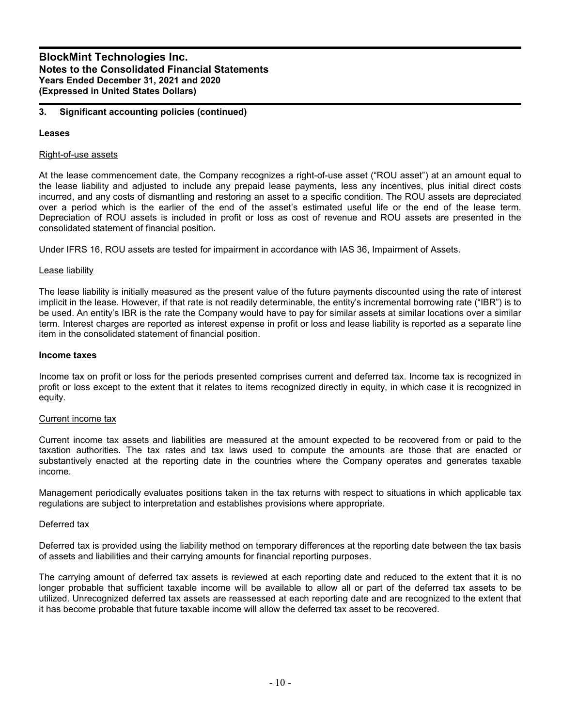## 3. Significant accounting policies (continued)

### Leases

Right-of-use assets

At the lease commencement date, the Company recognizes a right-of-use asset ("ROU asset") at an amount equal to the lease liability and adjusted to include any prepaid lease payments, less any incentives, plus initial direct costs incurred, and any costs of dismantling and restoring an asset to a specific condition. The ROU assets are depreciated over a period which is the earlier of the end of the asset's estimated useful life or the end of the lease term. Depreciation of ROU assets is included in profit or loss as cost of revenue and ROU assets are presented in the consolidated statement of financial position.

Under IFRS 16, ROU assets are tested for impairment in accordance with IAS 36, Impairment of Assets.

Lease liability

The lease liability is initially measured as the present value of the future payments discounted using the rate of interest implicit in the lease. However, if that rate is not readily determinable, the entity's incremental borrowing rate ("IBR") is to be used. An entity's IBR is the rate the Company would have to pay for similar assets at similar locations over a similar term. Interest charges are reported as interest expense in profit or loss and lease liability is reported as a separate line item in the consolidated statement of financial position.

### Income taxes

Income tax on profit or loss for the periods presented comprises current and deferred tax. Income tax is recognized in profit or loss except to the extent that it relates to items recognized directly in equity, in which case it is recognized in equity.

Current income tax

Current income tax assets and liabilities are measured at the amount expected to be recovered from or paid to the taxation authorities. The tax rates and tax laws used to compute the amounts are those that are enacted or substantively enacted at the reporting date in the countries where the Company operates and generates taxable income.

Management periodically evaluates positions taken in the tax returns with respect to situations in which applicable tax regulations are subject to interpretation and establishes provisions where appropriate.

Deferred tax

Deferred tax is provided using the liability method on temporary differences at the reporting date between the tax basis of assets and liabilities and their carrying amounts for financial reporting purposes.

The carrying amount of deferred tax assets is reviewed at each reporting date and reduced to the extent that it is no longer probable that sufficient taxable income will be available to allow all or part of the deferred tax assets to be utilized. Unrecognized deferred tax assets are reassessed at each reporting date and are recognized to the extent that it has become probable that future taxable income will allow the deferred tax asset to be recovered.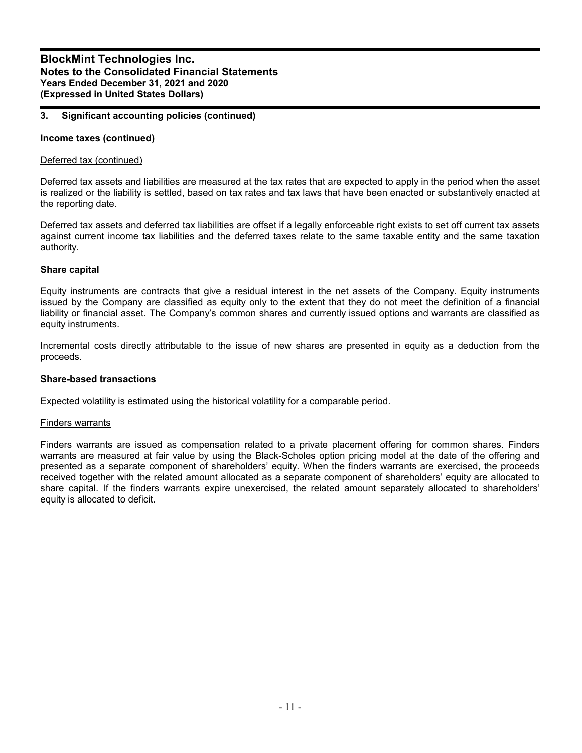## 3. Significant accounting policies (continued)

### Income taxes (continued)

Deferred tax (continued)

Deferred tax assets and liabilities are measured at the tax rates that are expected to apply in the period when the asset is realized or the liability is settled, based on tax rates and tax laws that have been enacted or substantively enacted at the reporting date.

Deferred tax assets and deferred tax liabilities are offset if a legally enforceable right exists to set off current tax assets against current income tax liabilities and the deferred taxes relate to the same taxable entity and the same taxation authority.

### Share capital

Equity instruments are contracts that give a residual interest in the net assets of the Company. Equity instruments issued by the Company are classified as equity only to the extent that they do not meet the definition of a financial liability or financial asset. The Company's common shares and currently issued options and warrants are classified as equity instruments.

Incremental costs directly attributable to the issue of new shares are presented in equity as a deduction from the proceeds.

### Share-based transactions

Expected volatility is estimated using the historical volatility for a comparable period.

Finders warrants

Finders warrants are issued as compensation related to a private placement offering for common shares. Finders warrants are measured at fair value by using the Black-Scholes option pricing model at the date of the offering and presented as a separate component of shareholders' equity. When the finders warrants are exercised, the proceeds received together with the related amount allocated as a separate component of shareholders' equity are allocated to share capital. If the finders warrants expire unexercised, the related amount separately allocated to shareholders' equity is allocated to deficit.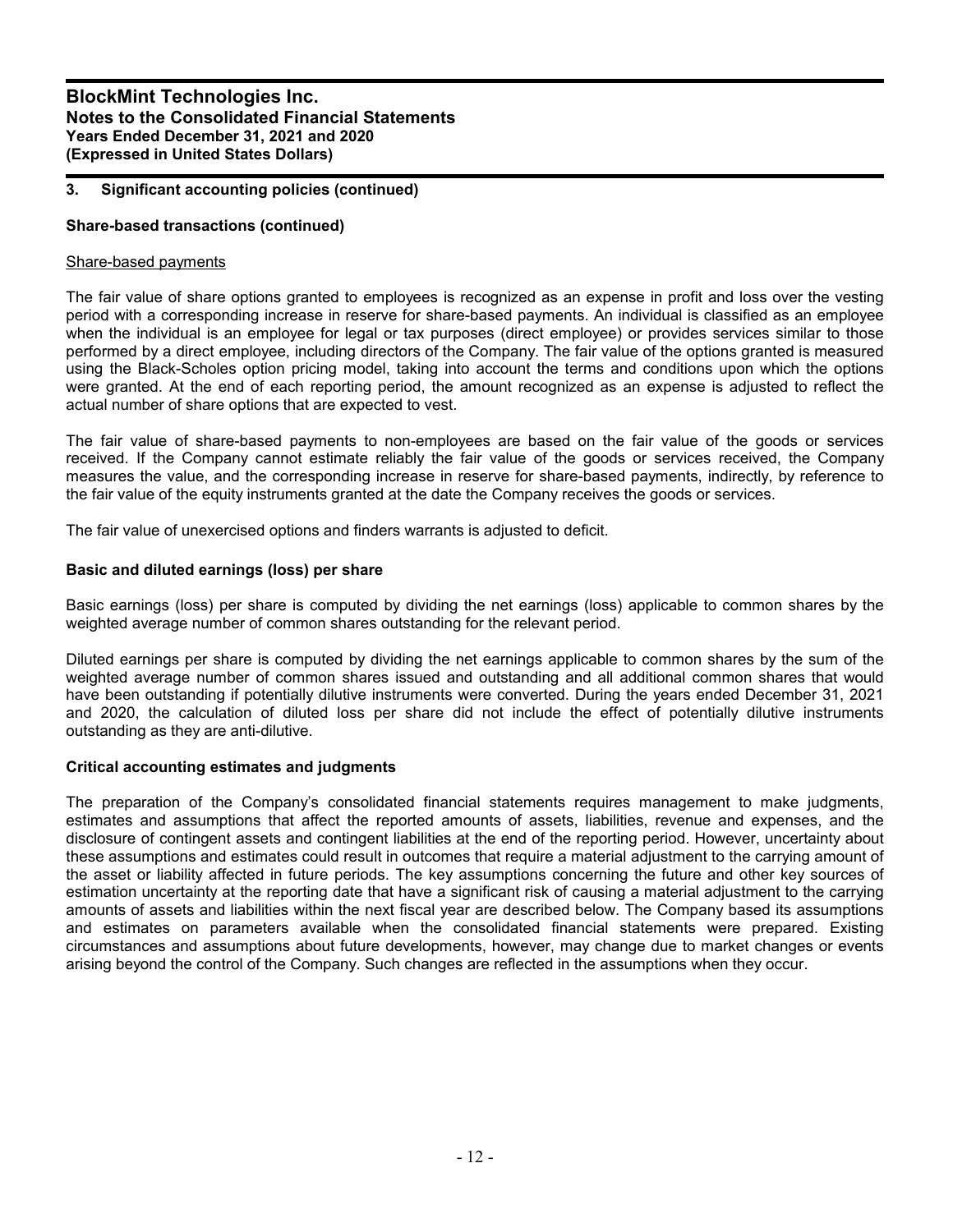### 3. Significant accounting policies (continued)

**Share-based transactions (continued)**

Share-based payments

The fair value of share options granted to employees is recognized as an expense in profit and loss over the vesting period with a corresponding increase in reserve for share-based payments. An individual is classified as an employee when the individual is an employee for legal or tax purposes (direct employee) or provides services similar to those performed by a direct employee, including directors of the Company. The fair value of the options granted is measured using the Black-Scholes option pricing model, taking into account the terms and conditions upon which the options were granted. At the end of each reporting period, the amount recognized as an expense is adjusted to reflect the actual number of share options that are expected to vest.

The fair value of share-based payments to non-employees are based on the fair value of the goods or services received. If the Company cannot estimate reliably the fair value of the goods or services received, the Company measures the value, and the corresponding increase in reserve for share-based payments, indirectly, by reference to the fair value of the equity instruments granted at the date the Company receives the goods or services.

The fair value of unexercised options and finders warrants is adjusted to deficit.

**Basic and diluted earnings (loss) per share**

Basic earnings (loss) per share is computed by dividing the net earnings (loss) applicable to common shares by the weighted average number of common shares outstanding for the relevant period.

Diluted earnings per share is computed by dividing the net earnings applicable to common shares by the sum of the weighted average number of common shares issued and outstanding and all additional common shares that would have been outstanding if potentially dilutive instruments were converted. During the years ended December 31, 2021 and 2020, the calculation of diluted loss per share did not include the effect of potentially dilutive instruments outstanding as they are anti-dilutive.

**Critical accounting estimates and judgments**

The preparation of the Company's consolidated financial statements requires management to make judgments, estimates and assumptions that affect the reported amounts of assets, liabilities, revenue and expenses, and the disclosure of contingent assets and contingent liabilities at the end of the reporting period. However, uncertainty about these assumptions and estimates could result in outcomes that require a material adjustment to the carrying amount of the asset or liability affected in future periods. The key assumptions concerning the future and other key sources of estimation uncertainty at the reporting date that have a significant risk of causing a material adjustment to the carrying amounts of assets and liabilities within the next fiscal year are described below. The Company based its assumptions and estimates on parameters available when the consolidated financial statements were prepared. Existing circumstances and assumptions about future developments, however, may change due to market changes or events arising beyond the control of the Company. Such changes are reflected in the assumptions when they occur.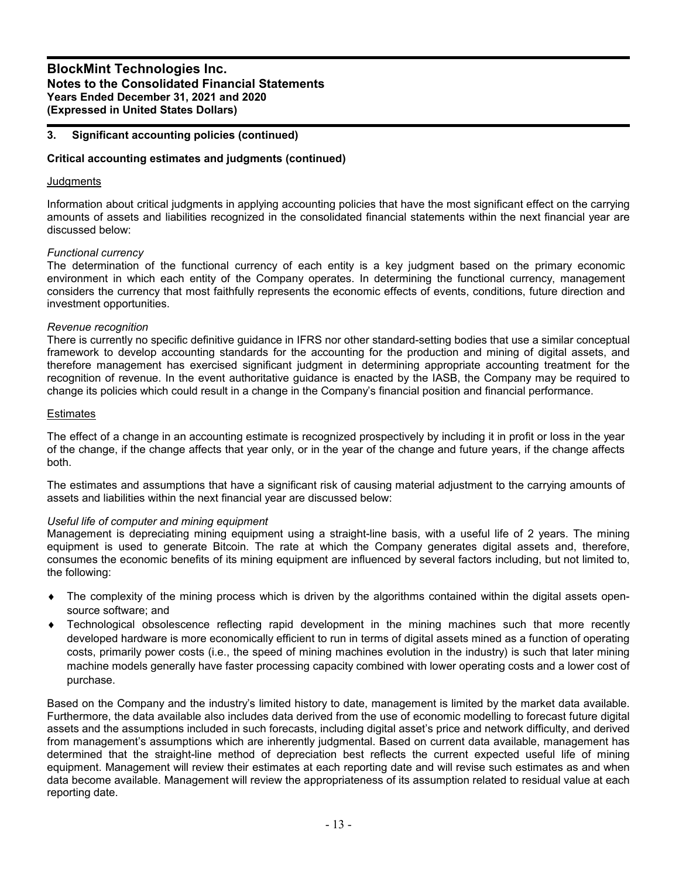## 3. Significant accounting policies (continued)

**Critical accounting estimates and judgments (continued)**

Judgments

Information about critical judgments in applying accounting policies that have the most significant effect on the carrying amounts of assets and liabilities recognized in the consolidated financial statements within the next financial year are discussed below:

*Functional currency*
The determination of the functional currency of each entity is a key judgment based on the primary economic environment in which each entity of the Company operates. In determining the functional currency, management considers the currency that most faithfully represents the economic effects of events, conditions, future direction and investment opportunities.

*Revenue recognition*
There is currently no specific definitive guidance in IFRS nor other standard-setting bodies that use a similar conceptual framework to develop accounting standards for the accounting for the production and mining of digital assets, and therefore management has exercised significant judgment in determining appropriate accounting treatment for the recognition of revenue. In the event authoritative guidance is enacted by the IASB, the Company may be required to change its policies which could result in a change in the Company's financial position and financial performance.

Estimates

The effect of a change in an accounting estimate is recognized prospectively by including it in profit or loss in the year of the change, if the change affects that year only, or in the year of the change and future years, if the change affects both.

The estimates and assumptions that have a significant risk of causing material adjustment to the carrying amounts of assets and liabilities within the next financial year are discussed below:

*Useful life of computer and mining equipment*
Management is depreciating mining equipment using a straight-line basis, with a useful life of 2 years. The mining equipment is used to generate Bitcoin. The rate at which the Company generates digital assets and, therefore, consumes the economic benefits of its mining equipment are influenced by several factors including, but not limited to, the following:

- The complexity of the mining process which is driven by the algorithms contained within the digital assets open-source software; and
- Technological obsolescence reflecting rapid development in the mining machines such that more recently developed hardware is more economically efficient to run in terms of digital assets mined as a function of operating costs, primarily power costs (i.e., the speed of mining machines evolution in the industry) is such that later mining machine models generally have faster processing capacity combined with lower operating costs and a lower cost of purchase.

Based on the Company and the industry's limited history to date, management is limited by the market data available. Furthermore, the data available also includes data derived from the use of economic modelling to forecast future digital assets and the assumptions included in such forecasts, including digital asset's price and network difficulty, and derived from management's assumptions which are inherently judgmental. Based on current data available, management has determined that the straight-line method of depreciation best reflects the current expected useful life of mining equipment. Management will review their estimates at each reporting date and will revise such estimates as and when data become available. Management will review the appropriateness of its assumption related to residual value at each reporting date.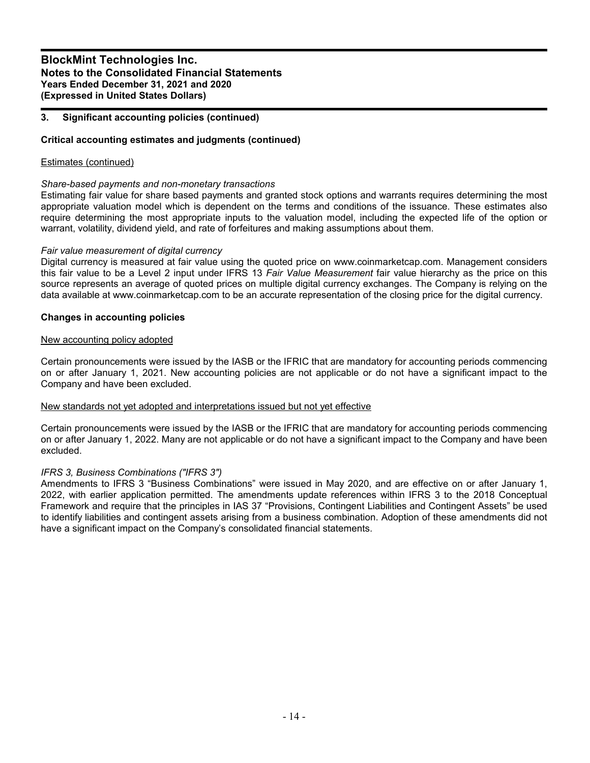## 3. Significant accounting policies (continued)

### Critical accounting estimates and judgments (continued)

Estimates (continued)

*Share-based payments and non-monetary transactions*
Estimating fair value for share based payments and granted stock options and warrants requires determining the most appropriate valuation model which is dependent on the terms and conditions of the issuance. These estimates also require determining the most appropriate inputs to the valuation model, including the expected life of the option or warrant, volatility, dividend yield, and rate of forfeitures and making assumptions about them.

*Fair value measurement of digital currency*
Digital currency is measured at fair value using the quoted price on www.coinmarketcap.com. Management considers this fair value to be a Level 2 input under IFRS 13 *Fair Value Measurement* fair value hierarchy as the price on this source represents an average of quoted prices on multiple digital currency exchanges. The Company is relying on the data available at www.coinmarketcap.com to be an accurate representation of the closing price for the digital currency.

### Changes in accounting policies

New accounting policy adopted

Certain pronouncements were issued by the IASB or the IFRIC that are mandatory for accounting periods commencing on or after January 1, 2021. New accounting policies are not applicable or do not have a significant impact to the Company and have been excluded.

New standards not yet adopted and interpretations issued but not yet effective

Certain pronouncements were issued by the IASB or the IFRIC that are mandatory for accounting periods commencing on or after January 1, 2022. Many are not applicable or do not have a significant impact to the Company and have been excluded.

*IFRS 3, Business Combinations ("IFRS 3")*
Amendments to IFRS 3 "Business Combinations" were issued in May 2020, and are effective on or after January 1, 2022, with earlier application permitted. The amendments update references within IFRS 3 to the 2018 Conceptual Framework and require that the principles in IAS 37 "Provisions, Contingent Liabilities and Contingent Assets" be used to identify liabilities and contingent assets arising from a business combination. Adoption of these amendments did not have a significant impact on the Company's consolidated financial statements.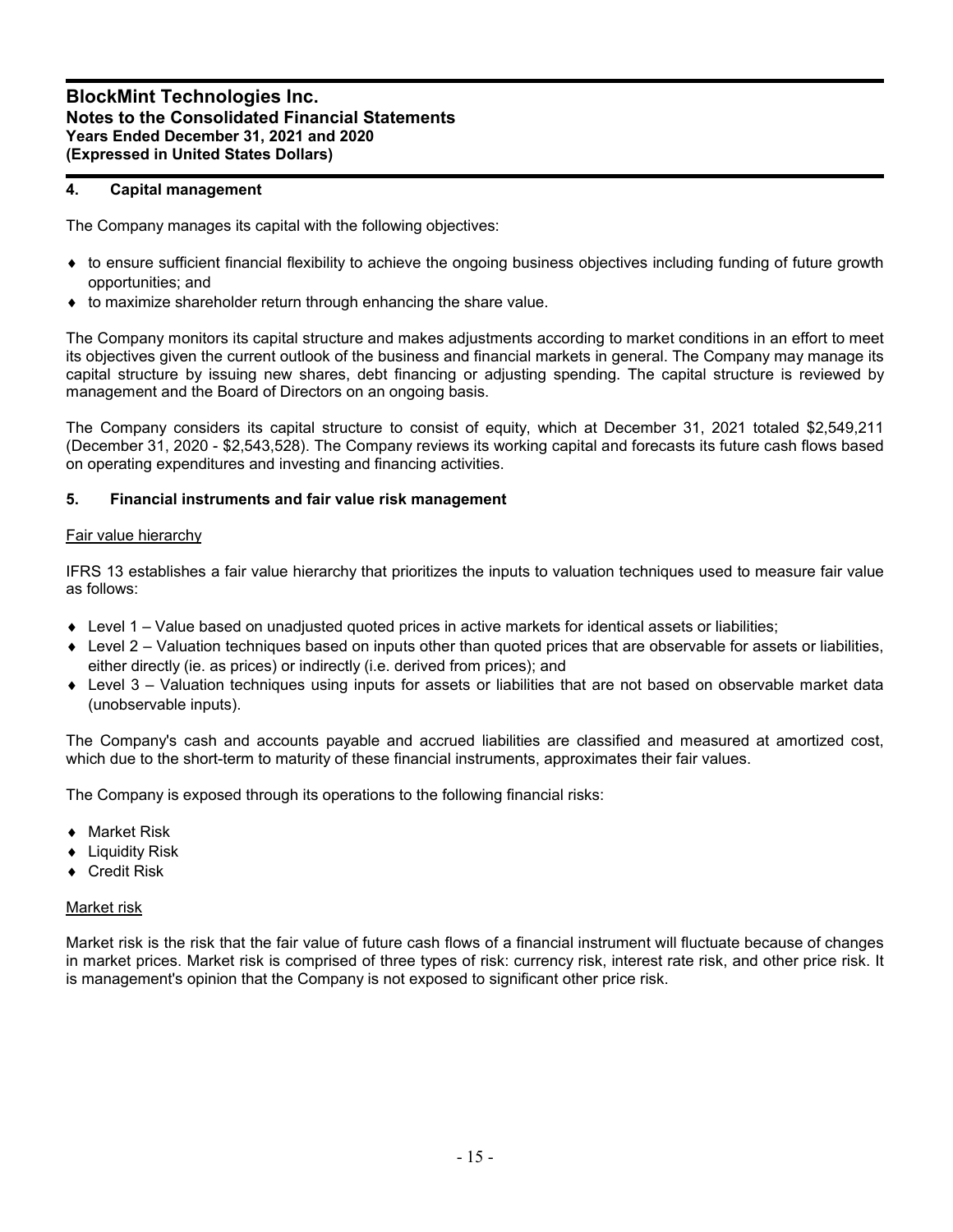## 4. Capital management

The Company manages its capital with the following objectives:

- to ensure sufficient financial flexibility to achieve the ongoing business objectives including funding of future growth opportunities; and
- to maximize shareholder return through enhancing the share value.

The Company monitors its capital structure and makes adjustments according to market conditions in an effort to meet its objectives given the current outlook of the business and financial markets in general. The Company may manage its capital structure by issuing new shares, debt financing or adjusting spending. The capital structure is reviewed by management and the Board of Directors on an ongoing basis.

The Company considers its capital structure to consist of equity, which at December 31, 2021 totaled $2,549,211 (December 31, 2020 - $2,543,528). The Company reviews its working capital and forecasts its future cash flows based on operating expenditures and investing and financing activities.

## 5. Financial instruments and fair value risk management

Fair value hierarchy

IFRS 13 establishes a fair value hierarchy that prioritizes the inputs to valuation techniques used to measure fair value as follows:

- Level 1 – Value based on unadjusted quoted prices in active markets for identical assets or liabilities;
- Level 2 – Valuation techniques based on inputs other than quoted prices that are observable for assets or liabilities, either directly (ie. as prices) or indirectly (i.e. derived from prices); and
- Level 3 – Valuation techniques using inputs for assets or liabilities that are not based on observable market data (unobservable inputs).

The Company's cash and accounts payable and accrued liabilities are classified and measured at amortized cost, which due to the short-term to maturity of these financial instruments, approximates their fair values.

The Company is exposed through its operations to the following financial risks:

- Market Risk
- Liquidity Risk
- Credit Risk

Market risk

Market risk is the risk that the fair value of future cash flows of a financial instrument will fluctuate because of changes in market prices. Market risk is comprised of three types of risk: currency risk, interest rate risk, and other price risk. It is management's opinion that the Company is not exposed to significant other price risk.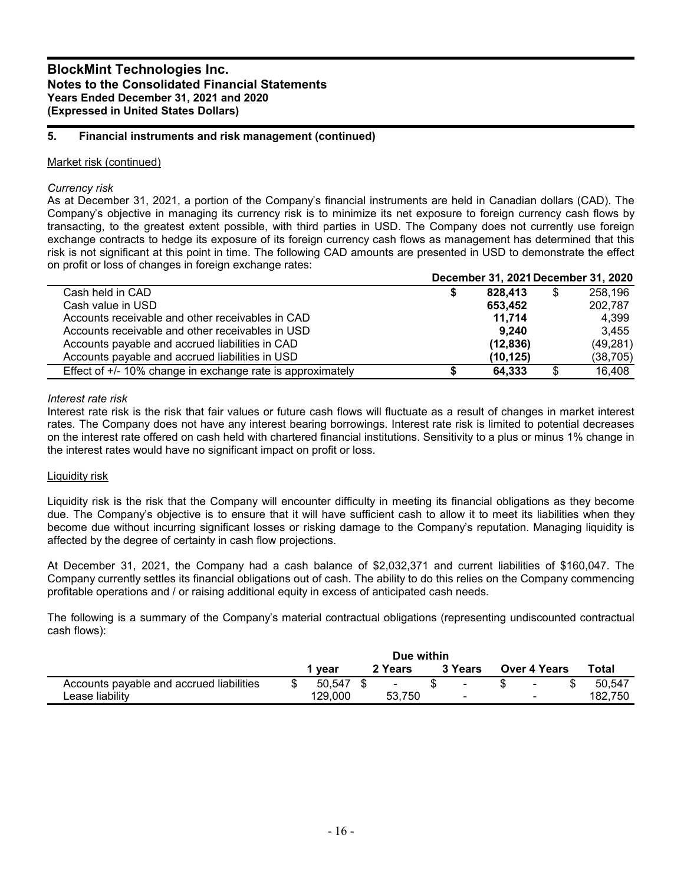## 5. Financial instruments and risk management (continued)

Market risk (continued)

*Currency risk*

As at December 31, 2021, a portion of the Company's financial instruments are held in Canadian dollars (CAD). The Company's objective in managing its currency risk is to minimize its net exposure to foreign currency cash flows by transacting, to the greatest extent possible, with third parties in USD. The Company does not currently use foreign exchange contracts to hedge its exposure of its foreign currency cash flows as management has determined that this risk is not significant at this point in time. The following CAD amounts are presented in USD to demonstrate the effect on profit or loss of changes in foreign exchange rates:

| | December 31, 2021 | December 31, 2020 |
|---|---|---|
| Cash held in CAD | **$ 828,413** | $ 258,196 |
| Cash value in USD | **653,452** | 202,787 |
| Accounts receivable and other receivables in CAD | **11,714** | 4,399 |
| Accounts receivable and other receivables in USD | **9,240** | 3,455 |
| Accounts payable and accrued liabilities in CAD | **(12,836)** | (49,281) |
| Accounts payable and accrued liabilities in USD | **(10,125)** | (38,705) |
| Effect of +/- 10% change in exchange rate is approximately | **$ 64,333** | $ 16,408 |

*Interest rate risk*

Interest rate risk is the risk that fair values or future cash flows will fluctuate as a result of changes in market interest rates. The Company does not have any interest bearing borrowings. Interest rate risk is limited to potential decreases on the interest rate offered on cash held with chartered financial institutions. Sensitivity to a plus or minus 1% change in the interest rates would have no significant impact on profit or loss.

Liquidity risk

Liquidity risk is the risk that the Company will encounter difficulty in meeting its financial obligations as they become due. The Company's objective is to ensure that it will have sufficient cash to allow it to meet its liabilities when they become due without incurring significant losses or risking damage to the Company's reputation. Managing liquidity is affected by the degree of certainty in cash flow projections.

At December 31, 2021, the Company had a cash balance of $2,032,371 and current liabilities of $160,047. The Company currently settles its financial obligations out of cash. The ability to do this relies on the Company commencing profitable operations and / or raising additional equity in excess of anticipated cash needs.

The following is a summary of the Company's material contractual obligations (representing undiscounted contractual cash flows):

| | Due within | | | | |
|---|---|---|---|---|---|
| | 1 year | 2 Years | 3 Years | Over 4 Years | Total |
| Accounts payable and accrued liabilities | $ 50,547 | $ - | $ - | $ - | $ 50,547 |
| Lease liability | 129,000 | 53,750 | - | - | 182,750 |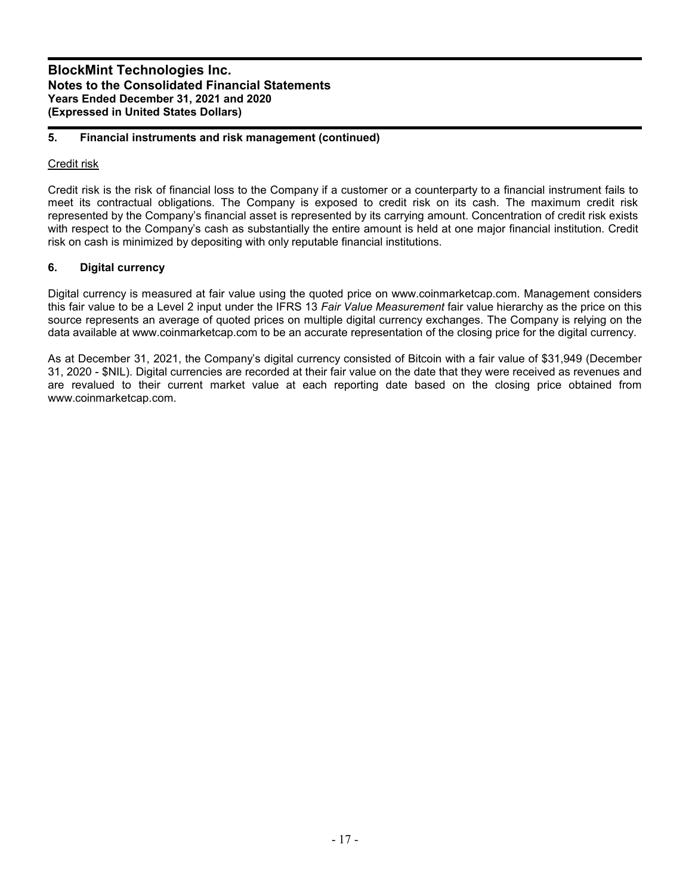## 5. Financial instruments and risk management (continued)

Credit risk

Credit risk is the risk of financial loss to the Company if a customer or a counterparty to a financial instrument fails to meet its contractual obligations. The Company is exposed to credit risk on its cash. The maximum credit risk represented by the Company's financial asset is represented by its carrying amount. Concentration of credit risk exists with respect to the Company's cash as substantially the entire amount is held at one major financial institution. Credit risk on cash is minimized by depositing with only reputable financial institutions.

## 6. Digital currency

Digital currency is measured at fair value using the quoted price on www.coinmarketcap.com. Management considers this fair value to be a Level 2 input under the IFRS 13 *Fair Value Measurement* fair value hierarchy as the price on this source represents an average of quoted prices on multiple digital currency exchanges. The Company is relying on the data available at www.coinmarketcap.com to be an accurate representation of the closing price for the digital currency.

As at December 31, 2021, the Company's digital currency consisted of Bitcoin with a fair value of $31,949 (December 31, 2020 - $NIL). Digital currencies are recorded at their fair value on the date that they were received as revenues and are revalued to their current market value at each reporting date based on the closing price obtained from www.coinmarketcap.com.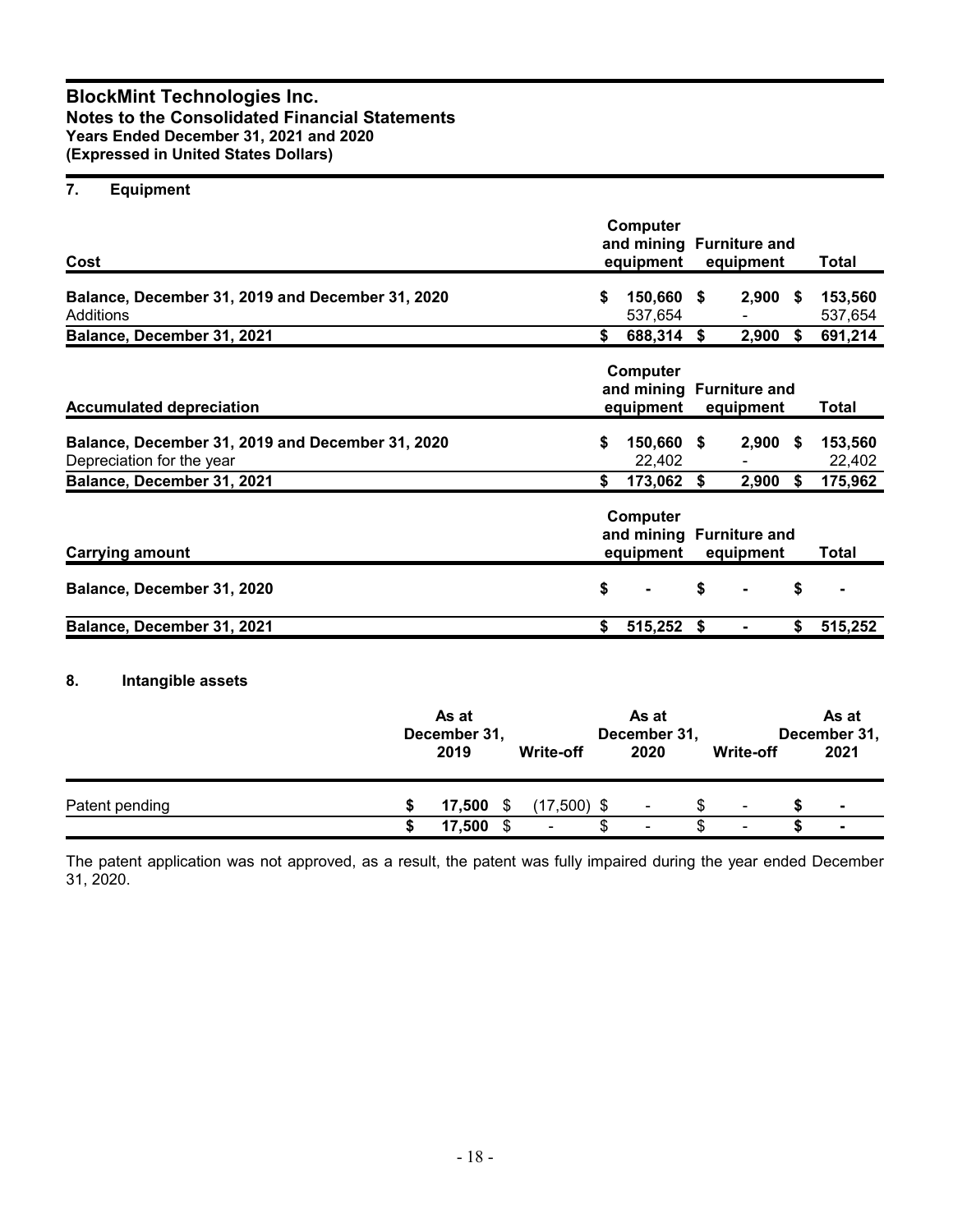# BlockMint Technologies Inc.
## Notes to the Consolidated Financial Statements
### Years Ended December 31, 2021 and 2020
### (Expressed in United States Dollars)

## 7. Equipment

| **Cost** | **Computer and mining equipment** | **Furniture and equipment** | **Total** |
|---|---|---|---|
| **Balance, December 31, 2019 and December 31, 2020** | **$ 150,660** | **$ 2,900** | **$ 153,560** |
| Additions | 537,654 | - | 537,654 |
| **Balance, December 31, 2021** | **$ 688,314** | **$ 2,900** | **$ 691,214** |

| **Accumulated depreciation** | **Computer and mining equipment** | **Furniture and equipment** | **Total** |
|---|---|---|---|
| **Balance, December 31, 2019 and December 31, 2020** | **$ 150,660** | **$ 2,900** | **$ 153,560** |
| Depreciation for the year | 22,402 | - | 22,402 |
| **Balance, December 31, 2021** | **$ 173,062** | **$ 2,900** | **$ 175,962** |

| **Carrying amount** | **Computer and mining equipment** | **Furniture and equipment** | **Total** |
|---|---|---|---|
| **Balance, December 31, 2020** | **$ -** | **$ -** | **$ -** |
| **Balance, December 31, 2021** | **$ 515,252** | **$ -** | **$ 515,252** |

## 8. Intangible assets

| | **As at December 31, 2019** | **Write-off** | **As at December 31, 2020** | **Write-off** | **As at December 31, 2021** |
|---|---|---|---|---|---|
| Patent pending | **$ 17,500** | $ (17,500) | $ - | $ - | **$ -** |
| | **$ 17,500** | $ - | $ - | $ - | **$ -** |

The patent application was not approved, as a result, the patent was fully impaired during the year ended December 31, 2020.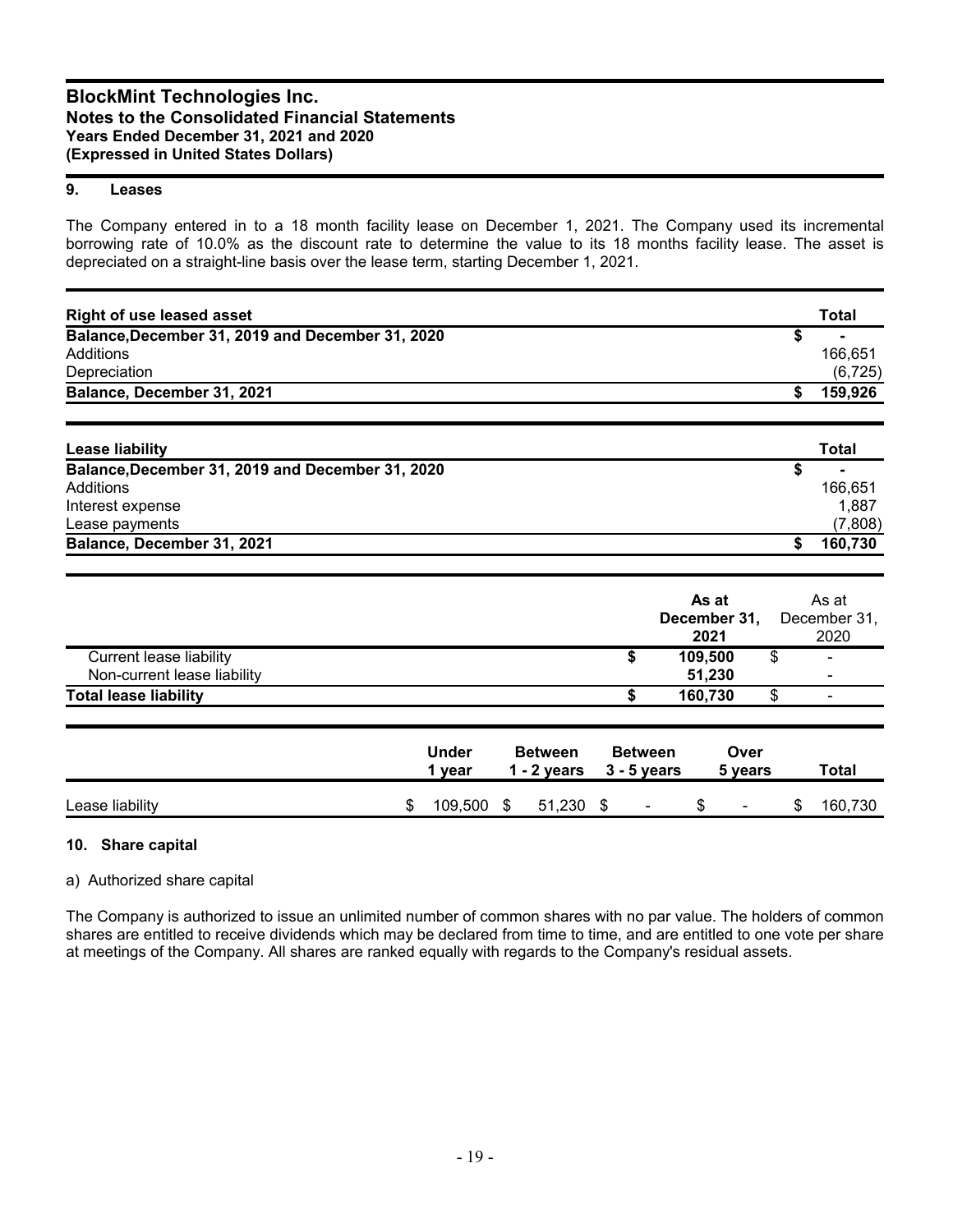## 9. Leases

The Company entered in to a 18 month facility lease on December 1, 2021. The Company used its incremental borrowing rate of 10.0% as the discount rate to determine the value to its 18 months facility lease. The asset is depreciated on a straight-line basis over the lease term, starting December 1, 2021.

| **Right of use leased asset** | **Total** |
|---|---|
| **Balance,December 31, 2019 and December 31, 2020** | **$ -** |
| Additions | 166,651 |
| Depreciation | (6,725) |
| **Balance, December 31, 2021** | **$ 159,926** |

| **Lease liability** | **Total** |
|---|---|
| **Balance,December 31, 2019 and December 31, 2020** | **$ -** |
| Additions | 166,651 |
| Interest expense | 1,887 |
| Lease payments | (7,808) |
| **Balance, December 31, 2021** | **$ 160,730** |

| | **As at December 31, 2021** | As at December 31, 2020 |
|---|---|---|
| Current lease liability | **$ 109,500** | $ - |
| Non-current lease liability | **51,230** | - |
| **Total lease liability** | **$ 160,730** | $ - |

| | **Under 1 year** | **Between 1 - 2 years** | **Between 3 - 5 years** | **Over 5 years** | **Total** |
|---|---|---|---|---|---|
| Lease liability | $ 109,500 | $ 51,230 | $ - | $ - | $ 160,730 |

## 10. Share capital

a) Authorized share capital

The Company is authorized to issue an unlimited number of common shares with no par value. The holders of common shares are entitled to receive dividends which may be declared from time to time, and are entitled to one vote per share at meetings of the Company. All shares are ranked equally with regards to the Company's residual assets.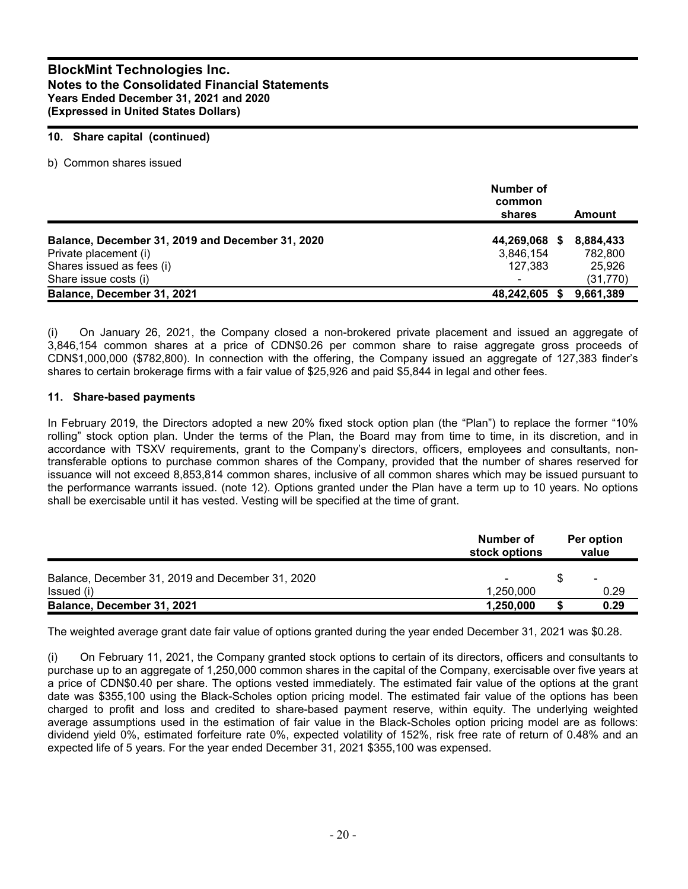## 10. Share capital (continued)

b) Common shares issued

| | Number of common shares | Amount |
|---|---|---|
| **Balance, December 31, 2019 and December 31, 2020** | **44,269,068** | **$ 8,884,433** |
| Private placement (i) | 3,846,154 | 782,800 |
| Shares issued as fees (i) | 127,383 | 25,926 |
| Share issue costs (i) | - | (31,770) |
| **Balance, December 31, 2021** | **48,242,605** | **$ 9,661,389** |

(i) On January 26, 2021, the Company closed a non-brokered private placement and issued an aggregate of 3,846,154 common shares at a price of CDN$0.26 per common share to raise aggregate gross proceeds of CDN$1,000,000 ($782,800). In connection with the offering, the Company issued an aggregate of 127,383 finder's shares to certain brokerage firms with a fair value of $25,926 and paid $5,844 in legal and other fees.

## 11. Share-based payments

In February 2019, the Directors adopted a new 20% fixed stock option plan (the "Plan") to replace the former "10% rolling" stock option plan. Under the terms of the Plan, the Board may from time to time, in its discretion, and in accordance with TSXV requirements, grant to the Company's directors, officers, employees and consultants, non-transferable options to purchase common shares of the Company, provided that the number of shares reserved for issuance will not exceed 8,853,814 common shares, inclusive of all common shares which may be issued pursuant to the performance warrants issued. (note 12). Options granted under the Plan have a term up to 10 years. No options shall be exercisable until it has vested. Vesting will be specified at the time of grant.

| | Number of stock options | Per option value |
|---|---|---|
| Balance, December 31, 2019 and December 31, 2020 | - | $ - |
| Issued (i) | 1,250,000 | 0.29 |
| **Balance, December 31, 2021** | **1,250,000** | **$ 0.29** |

The weighted average grant date fair value of options granted during the year ended December 31, 2021 was $0.28.

(i) On February 11, 2021, the Company granted stock options to certain of its directors, officers and consultants to purchase up to an aggregate of 1,250,000 common shares in the capital of the Company, exercisable over five years at a price of CDN$0.40 per share. The options vested immediately. The estimated fair value of the options at the grant date was $355,100 using the Black-Scholes option pricing model. The estimated fair value of the options has been charged to profit and loss and credited to share-based payment reserve, within equity. The underlying weighted average assumptions used in the estimation of fair value in the Black-Scholes option pricing model are as follows: dividend yield 0%, estimated forfeiture rate 0%, expected volatility of 152%, risk free rate of return of 0.48% and an expected life of 5 years. For the year ended December 31, 2021 $355,100 was expensed.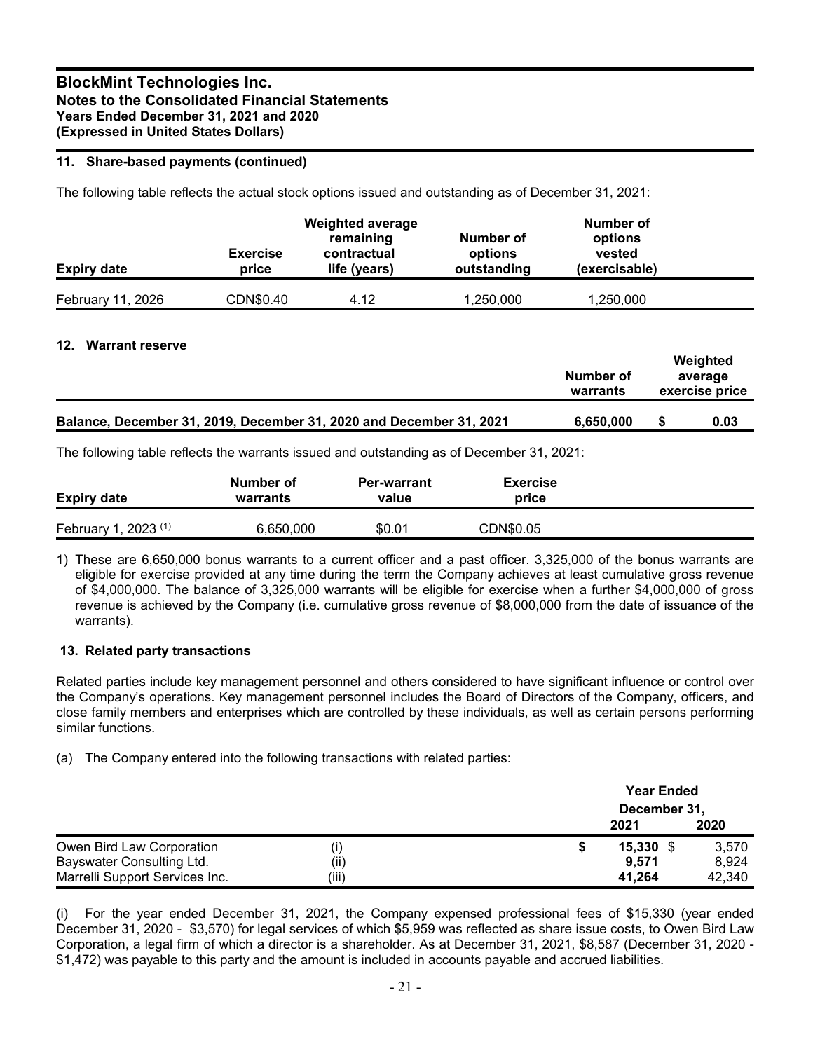### 11. Share-based payments (continued)

The following table reflects the actual stock options issued and outstanding as of December 31, 2021:

| Expiry date | Exercise price | Weighted average remaining contractual life (years) | Number of options outstanding | Number of options vested (exercisable) |
|---|---|---|---|---|
| February 11, 2026 | CDN$0.40 | 4.12 | 1,250,000 | 1,250,000 |

### 12. Warrant reserve

| | Number of warrants | Weighted average exercise price |
|---|---|---|
| **Balance, December 31, 2019, December 31, 2020 and December 31, 2021** | **6,650,000** | **$ 0.03** |

The following table reflects the warrants issued and outstanding as of December 31, 2021:

| Expiry date | Number of warrants | Per-warrant value | Exercise price |
|---|---|---|---|
| February 1, 2023 (1) | 6,650,000 | $0.01 | CDN$0.05 |

1) These are 6,650,000 bonus warrants to a current officer and a past officer. 3,325,000 of the bonus warrants are eligible for exercise provided at any time during the term the Company achieves at least cumulative gross revenue of $4,000,000. The balance of 3,325,000 warrants will be eligible for exercise when a further $4,000,000 of gross revenue is achieved by the Company (i.e. cumulative gross revenue of $8,000,000 from the date of issuance of the warrants).

### 13. Related party transactions

Related parties include key management personnel and others considered to have significant influence or control over the Company's operations. Key management personnel includes the Board of Directors of the Company, officers, and close family members and enterprises which are controlled by these individuals, as well as certain persons performing similar functions.

(a) The Company entered into the following transactions with related parties:

| | | Year Ended December 31, 2021 | Year Ended December 31, 2020 |
|---|---|---|---|
| Owen Bird Law Corporation | (i) | **$ 15,330** | $ 3,570 |
| Bayswater Consulting Ltd. | (ii) | **9,571** | 8,924 |
| Marrelli Support Services Inc. | (iii) | **41,264** | 42,340 |

(i) For the year ended December 31, 2021, the Company expensed professional fees of $15,330 (year ended December 31, 2020 - $3,570) for legal services of which $5,959 was reflected as share issue costs, to Owen Bird Law Corporation, a legal firm of which a director is a shareholder. As at December 31, 2021, $8,587 (December 31, 2020 - $1,472) was payable to this party and the amount is included in accounts payable and accrued liabilities.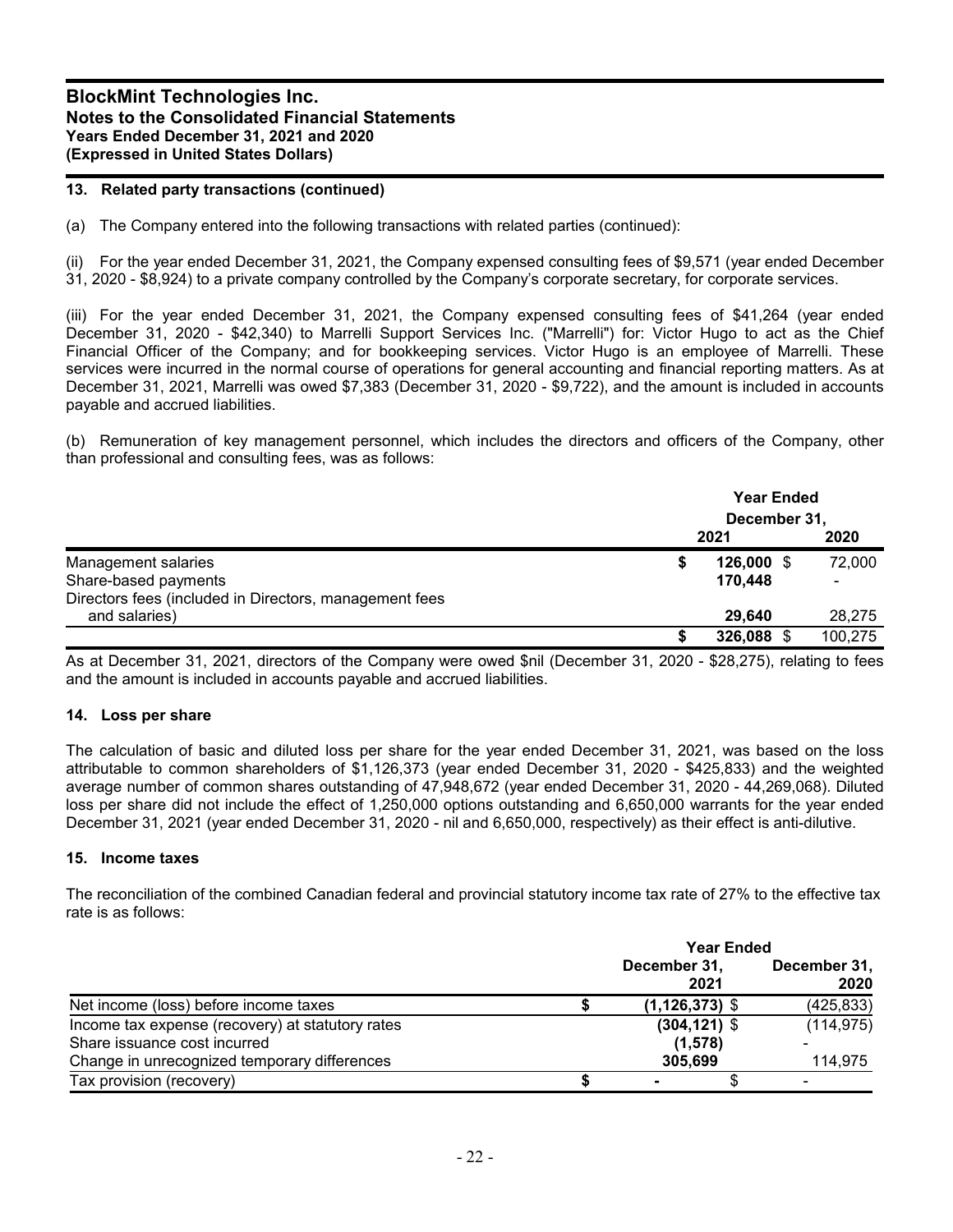## 13. Related party transactions (continued)

(a) The Company entered into the following transactions with related parties (continued):

(ii) For the year ended December 31, 2021, the Company expensed consulting fees of $9,571 (year ended December 31, 2020 - $8,924) to a private company controlled by the Company's corporate secretary, for corporate services.

(iii) For the year ended December 31, 2021, the Company expensed consulting fees of $41,264 (year ended December 31, 2020 - $42,340) to Marrelli Support Services Inc. ("Marrelli") for: Victor Hugo to act as the Chief Financial Officer of the Company; and for bookkeeping services. Victor Hugo is an employee of Marrelli. These services were incurred in the normal course of operations for general accounting and financial reporting matters. As at December 31, 2021, Marrelli was owed $7,383 (December 31, 2020 - $9,722), and the amount is included in accounts payable and accrued liabilities.

(b) Remuneration of key management personnel, which includes the directors and officers of the Company, other than professional and consulting fees, was as follows:

| | Year Ended December 31, 2021 | Year Ended December 31, 2020 |
|---|---|---|
| Management salaries | $ **126,000** | $ 72,000 |
| Share-based payments | **170,448** | - |
| Directors fees (included in Directors, management fees and salaries) | **29,640** | 28,275 |
| | $ **326,088** | $ 100,275 |

As at December 31, 2021, directors of the Company were owed $nil (December 31, 2020 - $28,275), relating to fees and the amount is included in accounts payable and accrued liabilities.

## 14. Loss per share

The calculation of basic and diluted loss per share for the year ended December 31, 2021, was based on the loss attributable to common shareholders of $1,126,373 (year ended December 31, 2020 - $425,833) and the weighted average number of common shares outstanding of 47,948,672 (year ended December 31, 2020 - 44,269,068). Diluted loss per share did not include the effect of 1,250,000 options outstanding and 6,650,000 warrants for the year ended December 31, 2021 (year ended December 31, 2020 - nil and 6,650,000, respectively) as their effect is anti-dilutive.

## 15. Income taxes

The reconciliation of the combined Canadian federal and provincial statutory income tax rate of 27% to the effective tax rate is as follows:

| | Year Ended December 31, 2021 | Year Ended December 31, 2020 |
|---|---|---|
| Net income (loss) before income taxes | $ **(1,126,373)** | $ (425,833) |
| Income tax expense (recovery) at statutory rates | **(304,121)** | $ (114,975) |
| Share issuance cost incurred | **(1,578)** | - |
| Change in unrecognized temporary differences | **305,699** | 114,975 |
| Tax provision (recovery) | $ **-** | $ - |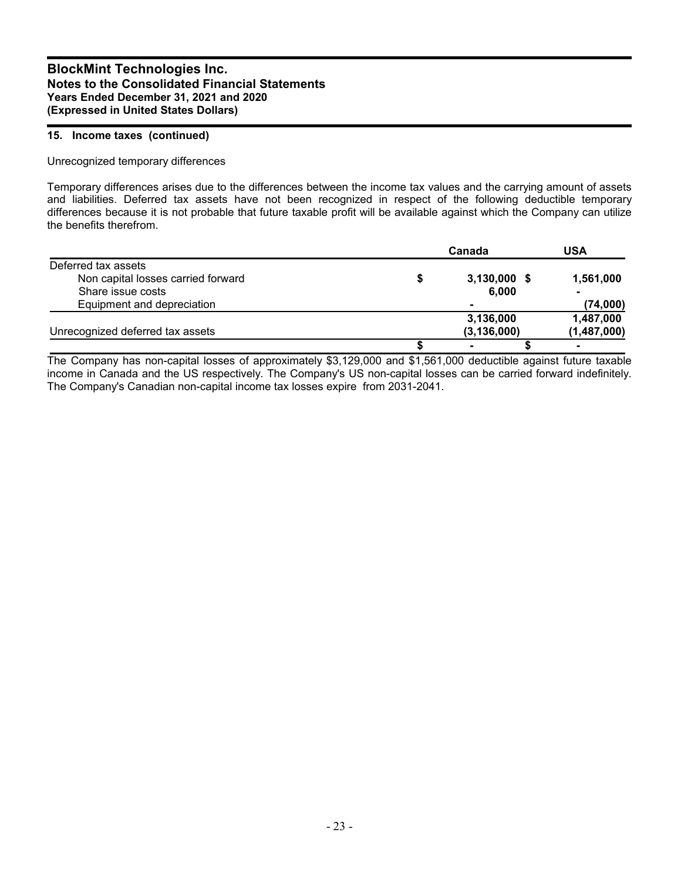## 15. Income taxes (continued)

Unrecognized temporary differences

Temporary differences arises due to the differences between the income tax values and the carrying amount of assets and liabilities. Deferred tax assets have not been recognized in respect of the following deductible temporary differences because it is not probable that future taxable profit will be available against which the Company can utilize the benefits therefrom.

| | Canada | USA |
|---|---|---|
| Deferred tax assets | | |
| Non capital losses carried forward | $ 3,130,000 | $ 1,561,000 |
| Share issue costs | 6,000 | - |
| Equipment and depreciation | - | (74,000) |
| | 3,136,000 | 1,487,000 |
| Unrecognized deferred tax assets | (3,136,000) | (1,487,000) |
| | $ - | $ - |

The Company has non-capital losses of approximately $3,129,000 and $1,561,000 deductible against future taxable income in Canada and the US respectively. The Company's US non-capital losses can be carried forward indefinitely. The Company's Canadian non-capital income tax losses expire from 2031-2041.